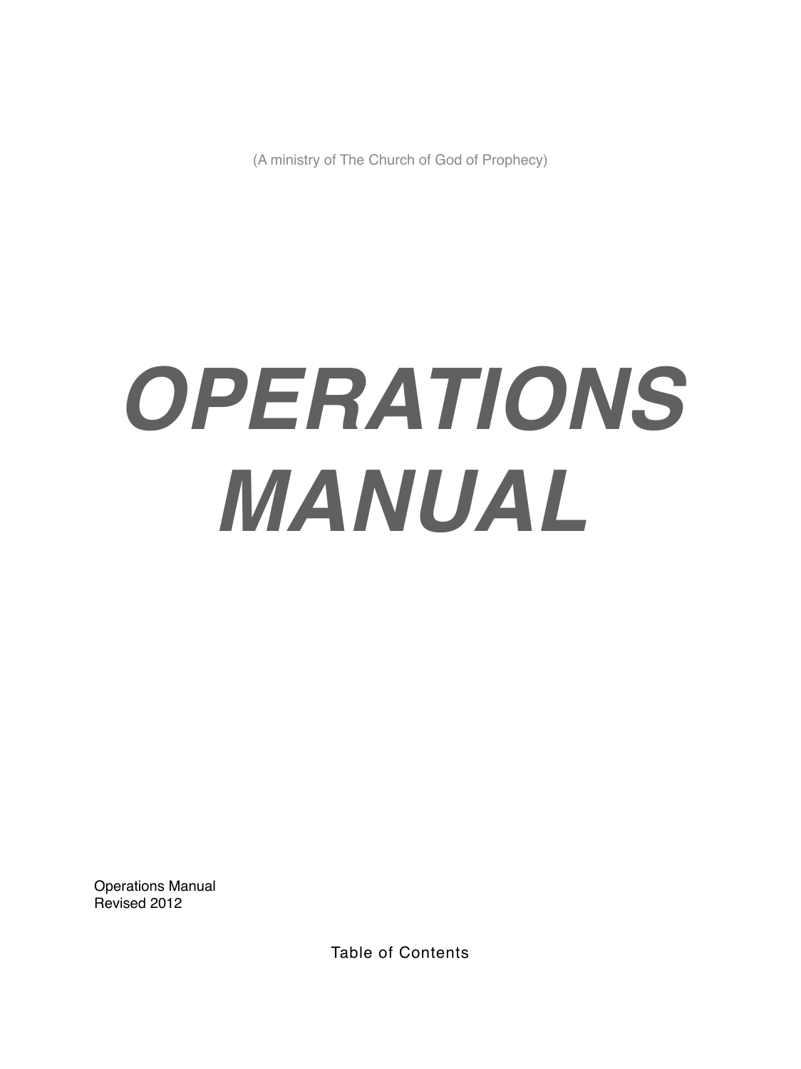(A ministry of The Church of God of Prophecy)

# *OPERATIONS MANUAL*

Operations Manual
Revised 2012

Table of Contents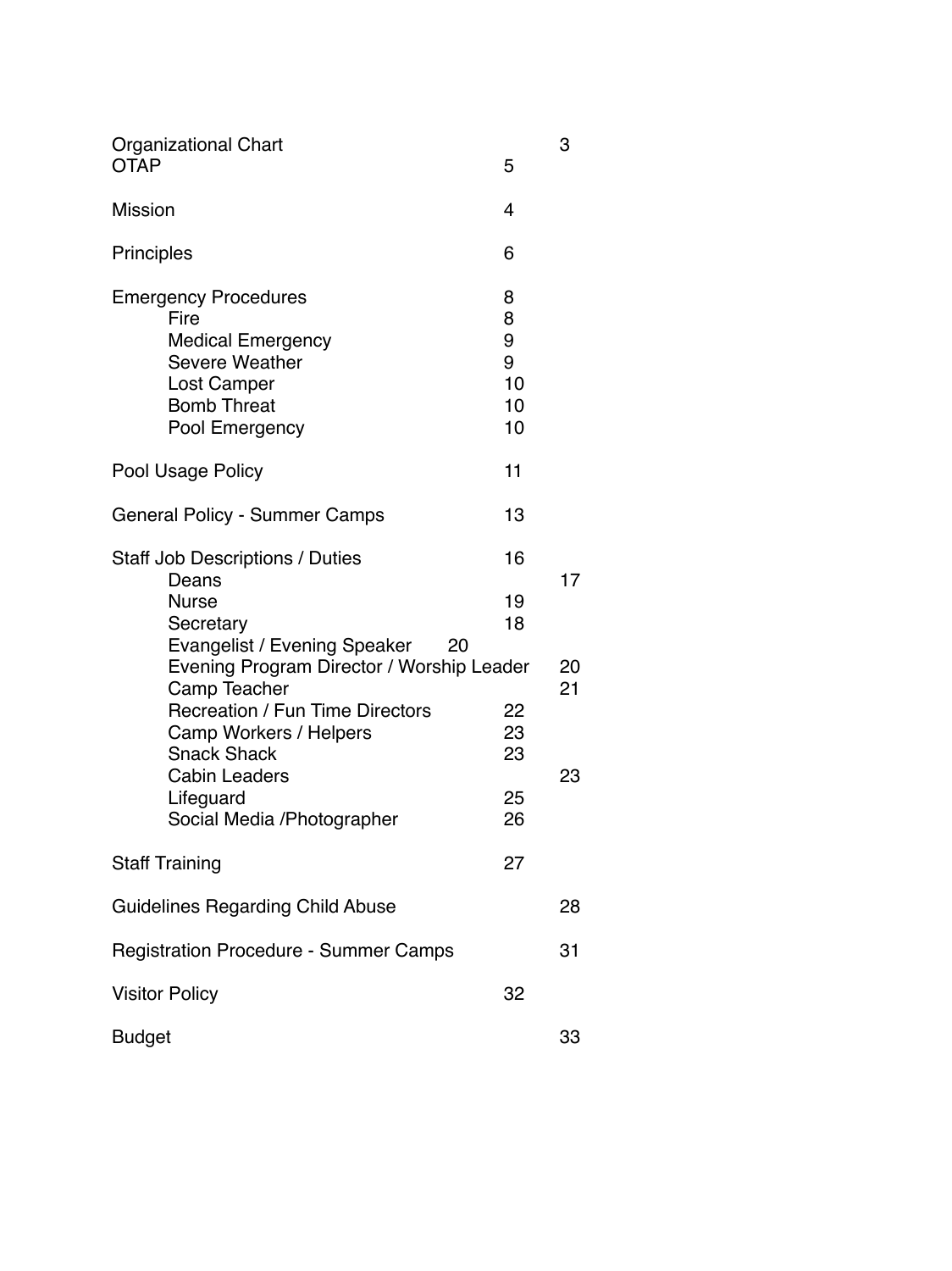| | |
|---|---|
| Organizational Chart | 3 |
| OTAP | 5 |
| Mission | 4 |
| Principles | 6 |
| Emergency Procedures | 8 |
| Fire | 8 |
| Medical Emergency | 9 |
| Severe Weather | 9 |
| Lost Camper | 10 |
| Bomb Threat | 10 |
| Pool Emergency | 10 |
| Pool Usage Policy | 11 |
| General Policy - Summer Camps | 13 |
| Staff Job Descriptions / Duties | 16 |
| Deans | 17 |
| Nurse | 19 |
| Secretary | 18 |
| Evangelist / Evening Speaker | 20 |
| Evening Program Director / Worship Leader | 20 |
| Camp Teacher | 21 |
| Recreation / Fun Time Directors | 22 |
| Camp Workers / Helpers | 23 |
| Snack Shack | 23 |
| Cabin Leaders | 23 |
| Lifeguard | 25 |
| Social Media /Photographer | 26 |
| Staff Training | 27 |
| Guidelines Regarding Child Abuse | 28 |
| Registration Procedure - Summer Camps | 31 |
| Visitor Policy | 32 |
| Budget | 33 |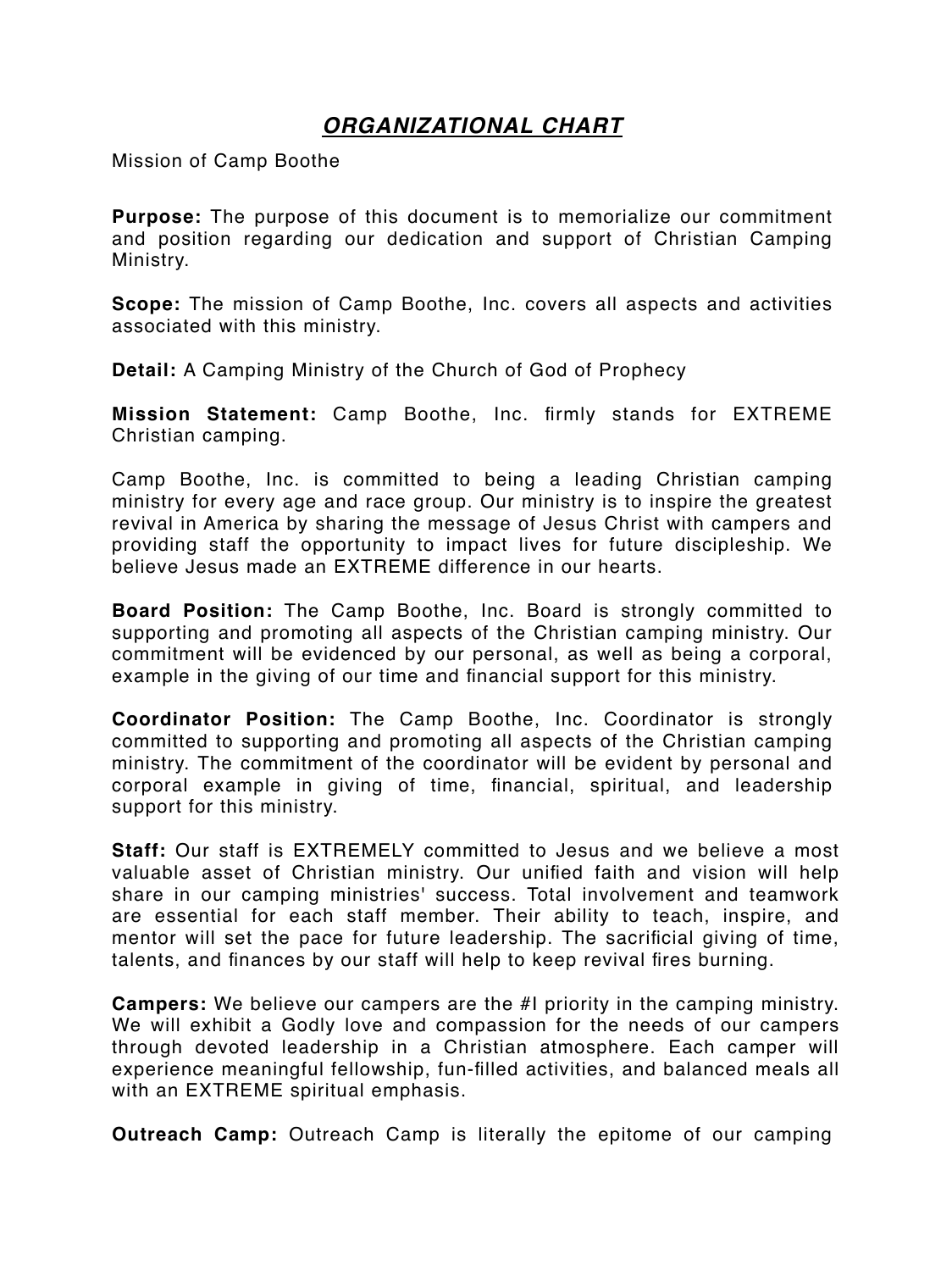## ***ORGANIZATIONAL CHART***

Mission of Camp Boothe

**Purpose:** The purpose of this document is to memorialize our commitment and position regarding our dedication and support of Christian Camping Ministry.

**Scope:** The mission of Camp Boothe, Inc. covers all aspects and activities associated with this ministry.

**Detail:** A Camping Ministry of the Church of God of Prophecy

**Mission Statement:** Camp Boothe, Inc. firmly stands for EXTREME Christian camping.

Camp Boothe, Inc. is committed to being a leading Christian camping ministry for every age and race group. Our ministry is to inspire the greatest revival in America by sharing the message of Jesus Christ with campers and providing staff the opportunity to impact lives for future discipleship. We believe Jesus made an EXTREME difference in our hearts.

**Board Position:** The Camp Boothe, Inc. Board is strongly committed to supporting and promoting all aspects of the Christian camping ministry. Our commitment will be evidenced by our personal, as well as being a corporal, example in the giving of our time and financial support for this ministry.

**Coordinator Position:** The Camp Boothe, Inc. Coordinator is strongly committed to supporting and promoting all aspects of the Christian camping ministry. The commitment of the coordinator will be evident by personal and corporal example in giving of time, financial, spiritual, and leadership support for this ministry.

**Staff:** Our staff is EXTREMELY committed to Jesus and we believe a most valuable asset of Christian ministry. Our unified faith and vision will help share in our camping ministries' success. Total involvement and teamwork are essential for each staff member. Their ability to teach, inspire, and mentor will set the pace for future leadership. The sacrificial giving of time, talents, and finances by our staff will help to keep revival fires burning.

**Campers:** We believe our campers are the #l priority in the camping ministry. We will exhibit a Godly love and compassion for the needs of our campers through devoted leadership in a Christian atmosphere. Each camper will experience meaningful fellowship, fun-filled activities, and balanced meals all with an EXTREME spiritual emphasis.

**Outreach Camp:** Outreach Camp is literally the epitome of our camping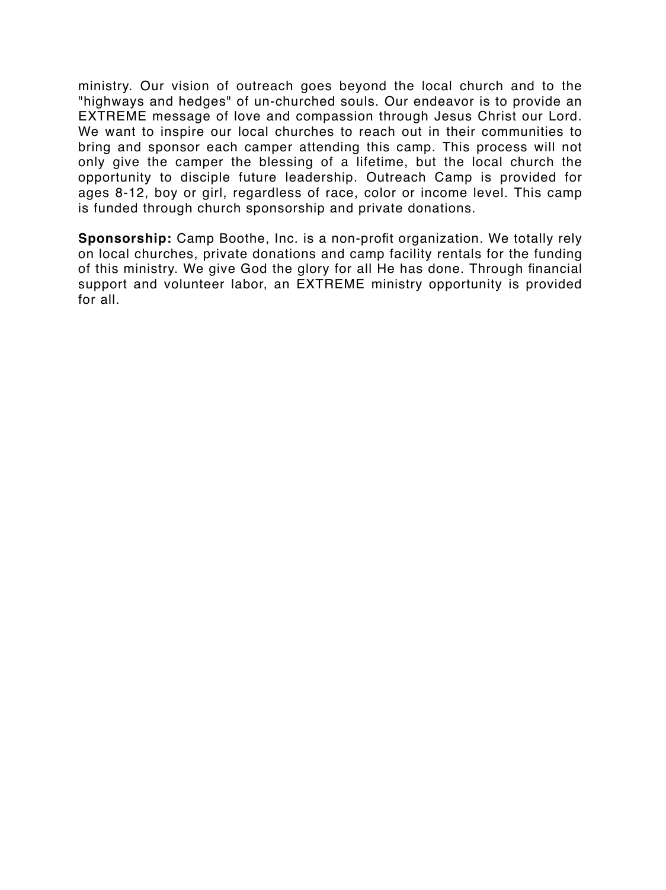ministry. Our vision of outreach goes beyond the local church and to the "highways and hedges" of un-churched souls. Our endeavor is to provide an EXTREME message of love and compassion through Jesus Christ our Lord. We want to inspire our local churches to reach out in their communities to bring and sponsor each camper attending this camp. This process will not only give the camper the blessing of a lifetime, but the local church the opportunity to disciple future leadership. Outreach Camp is provided for ages 8-12, boy or girl, regardless of race, color or income level. This camp is funded through church sponsorship and private donations.

**Sponsorship:** Camp Boothe, Inc. is a non-profit organization. We totally rely on local churches, private donations and camp facility rentals for the funding of this ministry. We give God the glory for all He has done. Through financial support and volunteer labor, an EXTREME ministry opportunity is provided for all.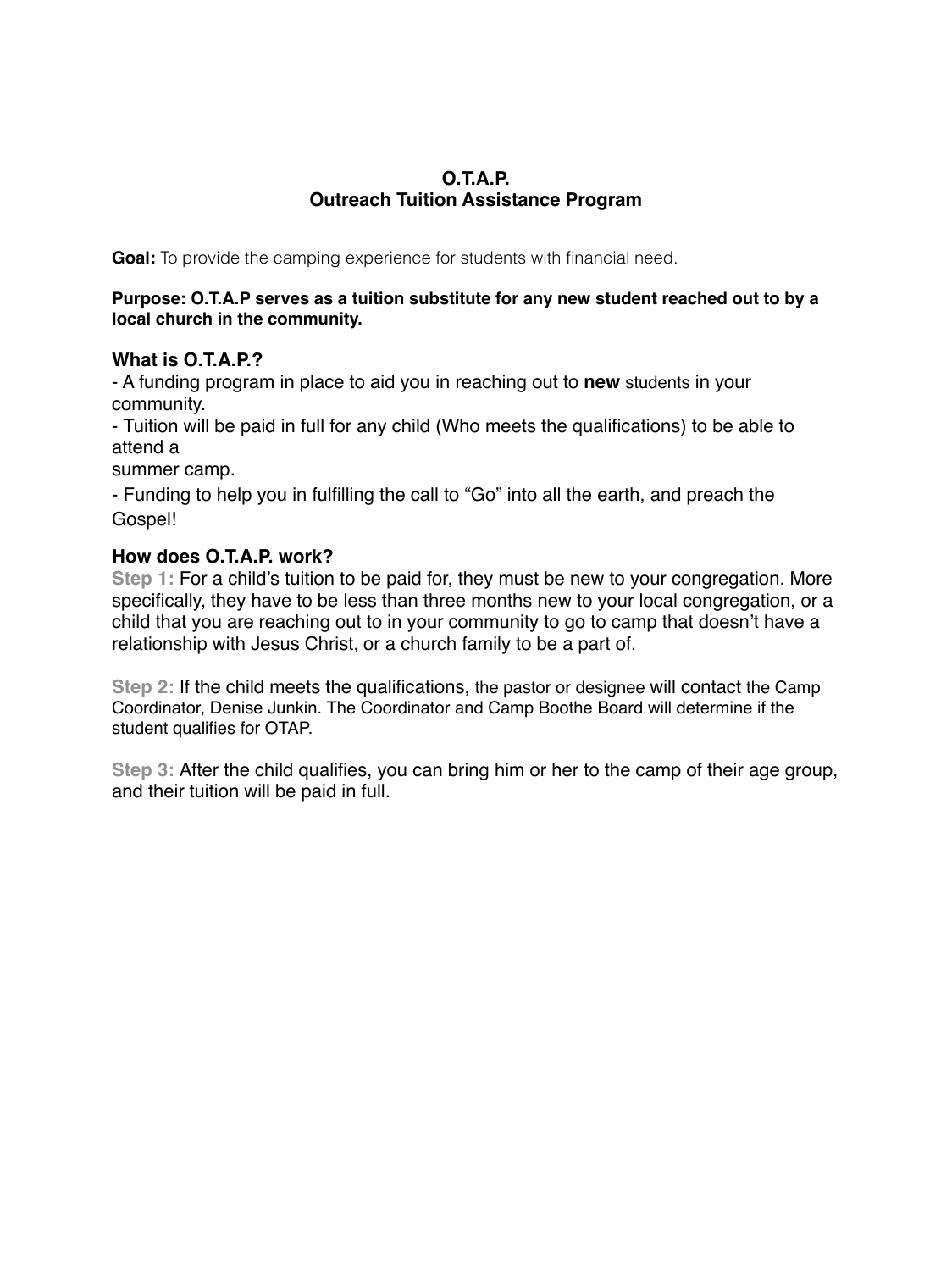# O.T.A.P.
# Outreach Tuition Assistance Program

**Goal:** To provide the camping experience for students with financial need.

**Purpose: O.T.A.P serves as a tuition substitute for any new student reached out to by a local church in the community.**

## What is O.T.A.P.?

- A funding program in place to aid you in reaching out to **new** students in your community.
- Tuition will be paid in full for any child (Who meets the qualifications) to be able to attend a summer camp.
- Funding to help you in fulfilling the call to "Go" into all the earth, and preach the Gospel!

## How does O.T.A.P. work?

**Step 1:** For a child's tuition to be paid for, they must be new to your congregation. More specifically, they have to be less than three months new to your local congregation, or a child that you are reaching out to in your community to go to camp that doesn't have a relationship with Jesus Christ, or a church family to be a part of.

**Step 2:** If the child meets the qualifications, the pastor or designee will contact the Camp Coordinator, Denise Junkin. The Coordinator and Camp Boothe Board will determine if the student qualifies for OTAP.

**Step 3:** After the child qualifies, you can bring him or her to the camp of their age group, and their tuition will be paid in full.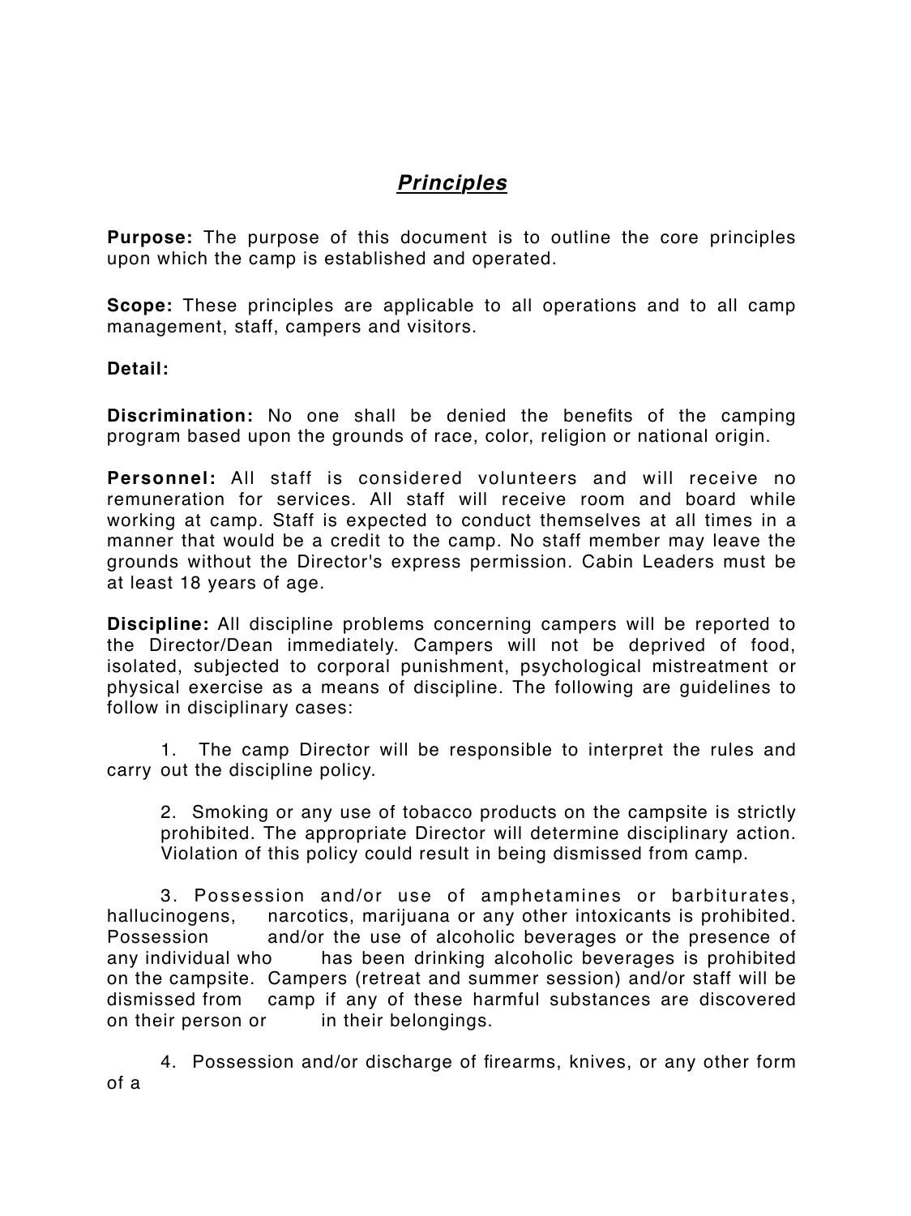# ***Principles***

**Purpose:** The purpose of this document is to outline the core principles upon which the camp is established and operated.

**Scope:** These principles are applicable to all operations and to all camp management, staff, campers and visitors.

**Detail:**

**Discrimination:** No one shall be denied the benefits of the camping program based upon the grounds of race, color, religion or national origin.

**Personnel:** All staff is considered volunteers and will receive no remuneration for services. All staff will receive room and board while working at camp. Staff is expected to conduct themselves at all times in a manner that would be a credit to the camp. No staff member may leave the grounds without the Director's express permission. Cabin Leaders must be at least 18 years of age.

**Discipline:** All discipline problems concerning campers will be reported to the Director/Dean immediately. Campers will not be deprived of food, isolated, subjected to corporal punishment, psychological mistreatment or physical exercise as a means of discipline. The following are guidelines to follow in disciplinary cases:

1. The camp Director will be responsible to interpret the rules and carry out the discipline policy.

2. Smoking or any use of tobacco products on the campsite is strictly prohibited. The appropriate Director will determine disciplinary action. Violation of this policy could result in being dismissed from camp.

3. Possession and/or use of amphetamines or barbiturates, hallucinogens, narcotics, marijuana or any other intoxicants is prohibited. Possession and/or the use of alcoholic beverages or the presence of any individual who has been drinking alcoholic beverages is prohibited on the campsite. Campers (retreat and summer session) and/or staff will be dismissed from camp if any of these harmful substances are discovered on their person or in their belongings.

4. Possession and/or discharge of firearms, knives, or any other form of a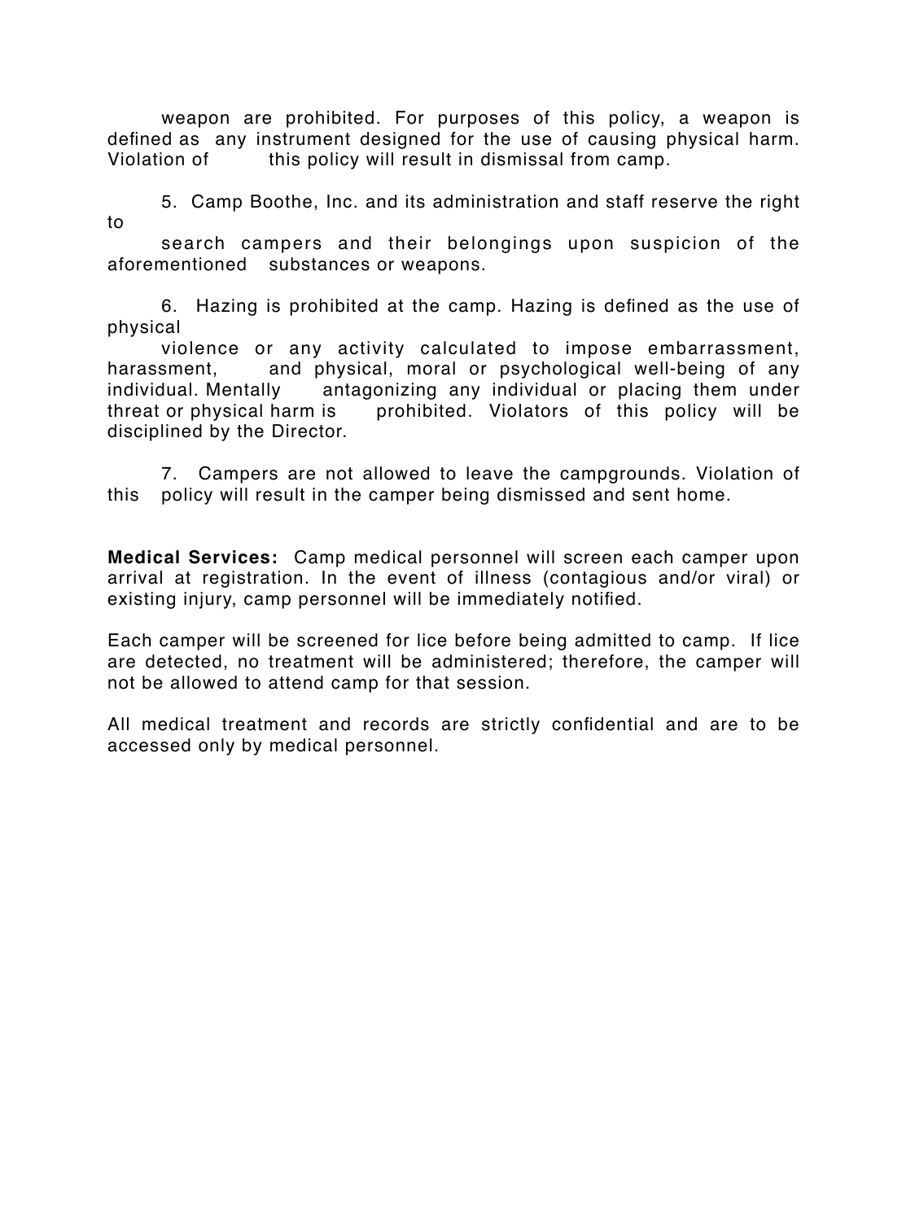weapon are prohibited. For purposes of this policy, a weapon is defined as any instrument designed for the use of causing physical harm. Violation of this policy will result in dismissal from camp.

5. Camp Boothe, Inc. and its administration and staff reserve the right to search campers and their belongings upon suspicion of the aforementioned substances or weapons.

6. Hazing is prohibited at the camp. Hazing is defined as the use of physical violence or any activity calculated to impose embarrassment, harassment, and physical, moral or psychological well-being of any individual. Mentally antagonizing any individual or placing them under threat or physical harm is prohibited. Violators of this policy will be disciplined by the Director.

7. Campers are not allowed to leave the campgrounds. Violation of this policy will result in the camper being dismissed and sent home.

**Medical Services:** Camp medical personnel will screen each camper upon arrival at registration. In the event of illness (contagious and/or viral) or existing injury, camp personnel will be immediately notified.

Each camper will be screened for lice before being admitted to camp. If lice are detected, no treatment will be administered; therefore, the camper will not be allowed to attend camp for that session.

All medical treatment and records are strictly confidential and are to be accessed only by medical personnel.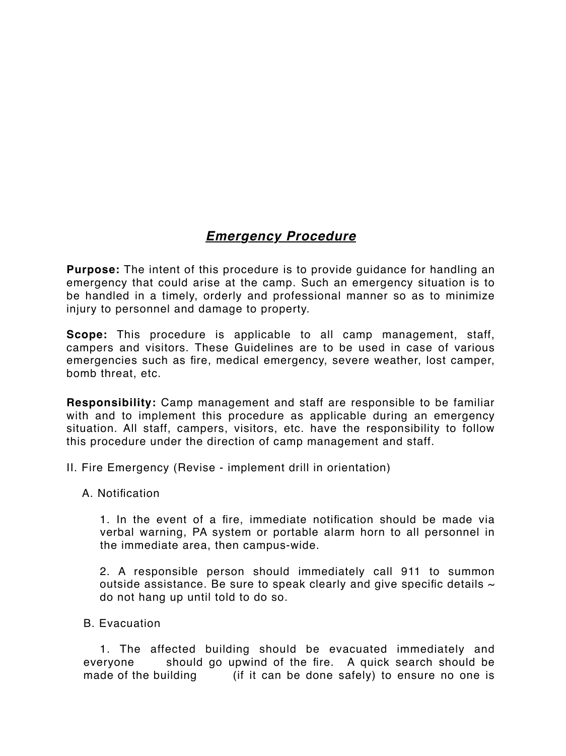## ***Emergency Procedure***

**Purpose:** The intent of this procedure is to provide guidance for handling an emergency that could arise at the camp. Such an emergency situation is to be handled in a timely, orderly and professional manner so as to minimize injury to personnel and damage to property.

**Scope:** This procedure is applicable to all camp management, staff, campers and visitors. These Guidelines are to be used in case of various emergencies such as fire, medical emergency, severe weather, lost camper, bomb threat, etc.

**Responsibility:** Camp management and staff are responsible to be familiar with and to implement this procedure as applicable during an emergency situation. All staff, campers, visitors, etc. have the responsibility to follow this procedure under the direction of camp management and staff.

II. Fire Emergency (Revise - implement drill in orientation)

A. Notification

1. In the event of a fire, immediate notification should be made via verbal warning, PA system or portable alarm horn to all personnel in the immediate area, then campus-wide.

2. A responsible person should immediately call 911 to summon outside assistance. Be sure to speak clearly and give specific details ~ do not hang up until told to do so.

B. Evacuation

1. The affected building should be evacuated immediately and everyone should go upwind of the fire. A quick search should be made of the building (if it can be done safely) to ensure no one is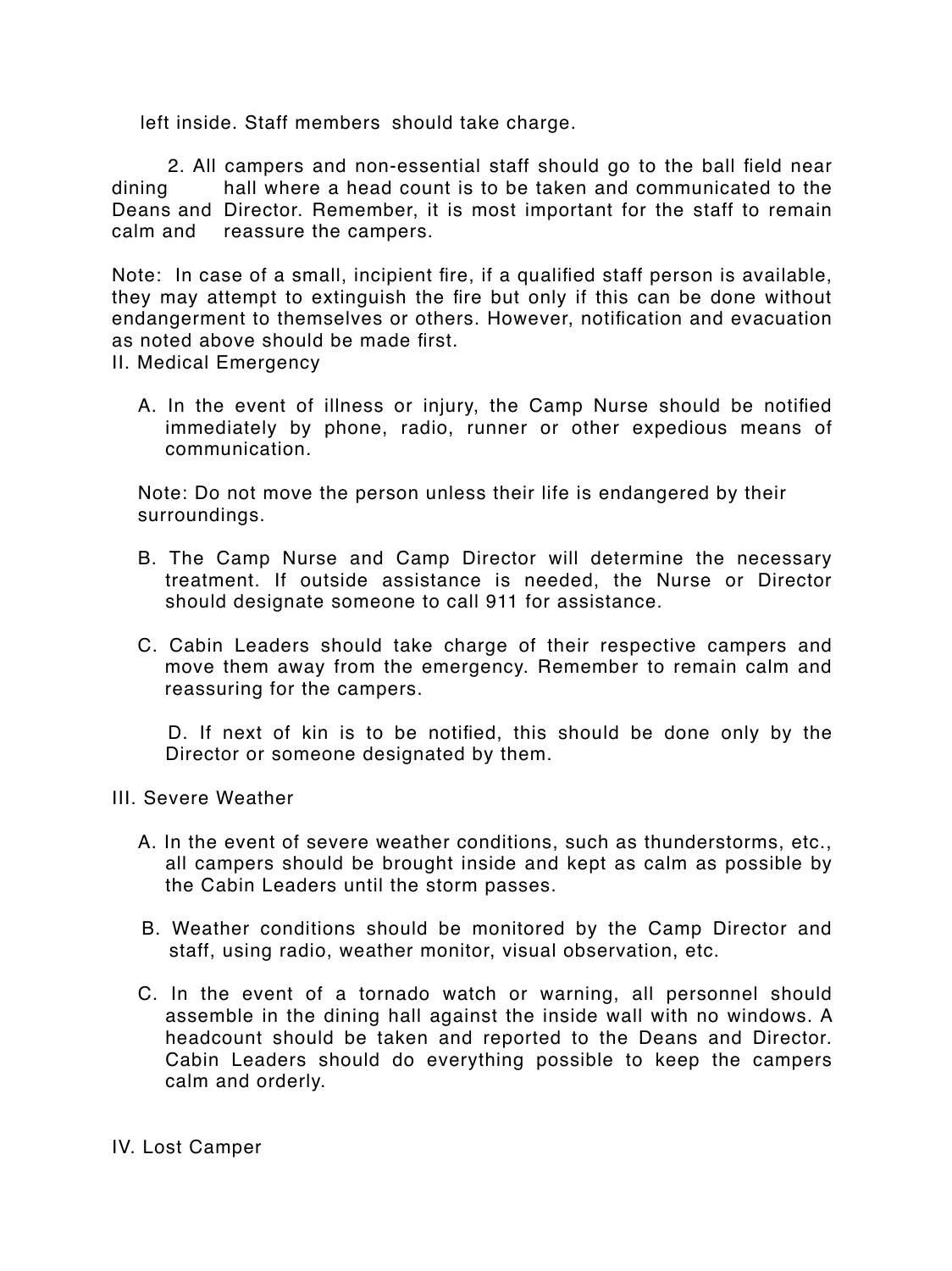left inside. Staff members should take charge.

2. All campers and non-essential staff should go to the ball field near dining hall where a head count is to be taken and communicated to the Deans and Director. Remember, it is most important for the staff to remain calm and reassure the campers.

Note: In case of a small, incipient fire, if a qualified staff person is available, they may attempt to extinguish the fire but only if this can be done without endangerment to themselves or others. However, notification and evacuation as noted above should be made first.

II. Medical Emergency

A. In the event of illness or injury, the Camp Nurse should be notified immediately by phone, radio, runner or other expedious means of communication.

Note: Do not move the person unless their life is endangered by their surroundings.

B. The Camp Nurse and Camp Director will determine the necessary treatment. If outside assistance is needed, the Nurse or Director should designate someone to call 911 for assistance.

C. Cabin Leaders should take charge of their respective campers and move them away from the emergency. Remember to remain calm and reassuring for the campers.

D. If next of kin is to be notified, this should be done only by the Director or someone designated by them.

III. Severe Weather

A. In the event of severe weather conditions, such as thunderstorms, etc., all campers should be brought inside and kept as calm as possible by the Cabin Leaders until the storm passes.

B. Weather conditions should be monitored by the Camp Director and staff, using radio, weather monitor, visual observation, etc.

C. In the event of a tornado watch or warning, all personnel should assemble in the dining hall against the inside wall with no windows. A headcount should be taken and reported to the Deans and Director. Cabin Leaders should do everything possible to keep the campers calm and orderly.

IV. Lost Camper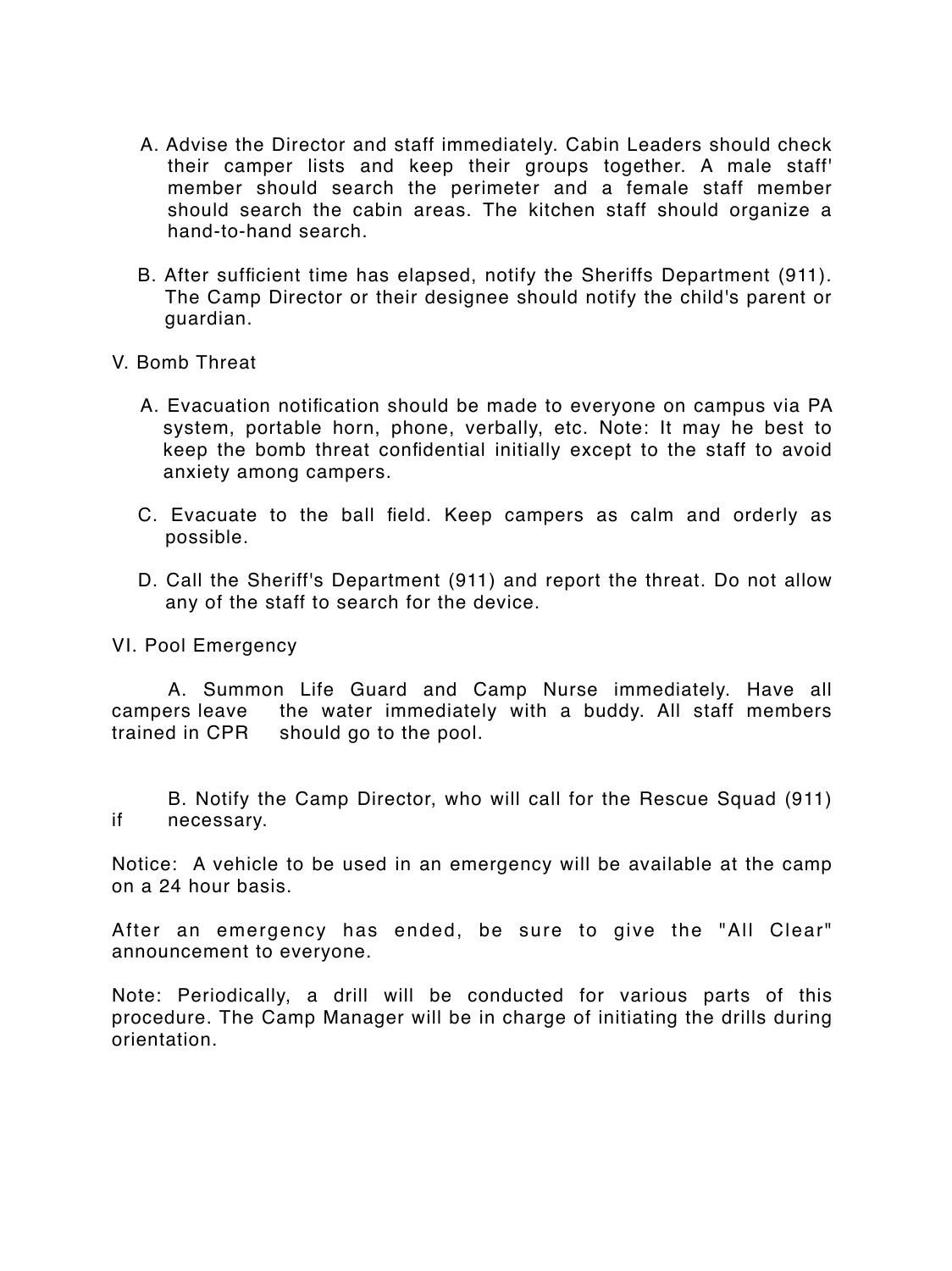A. Advise the Director and staff immediately. Cabin Leaders should check their camper lists and keep their groups together. A male staff' member should search the perimeter and a female staff member should search the cabin areas. The kitchen staff should organize a hand-to-hand search.

B. After sufficient time has elapsed, notify the Sheriffs Department (911). The Camp Director or their designee should notify the child's parent or guardian.

V. Bomb Threat

A. Evacuation notification should be made to everyone on campus via PA system, portable horn, phone, verbally, etc. Note: It may he best to keep the bomb threat confidential initially except to the staff to avoid anxiety among campers.

C. Evacuate to the ball field. Keep campers as calm and orderly as possible.

D. Call the Sheriff's Department (911) and report the threat. Do not allow any of the staff to search for the device.

VI. Pool Emergency

A. Summon Life Guard and Camp Nurse immediately. Have all campers leave the water immediately with a buddy. All staff members trained in CPR should go to the pool.

B. Notify the Camp Director, who will call for the Rescue Squad (911) if necessary.

Notice: A vehicle to be used in an emergency will be available at the camp on a 24 hour basis.

After an emergency has ended, be sure to give the "All Clear" announcement to everyone.

Note: Periodically, a drill will be conducted for various parts of this procedure. The Camp Manager will be in charge of initiating the drills during orientation.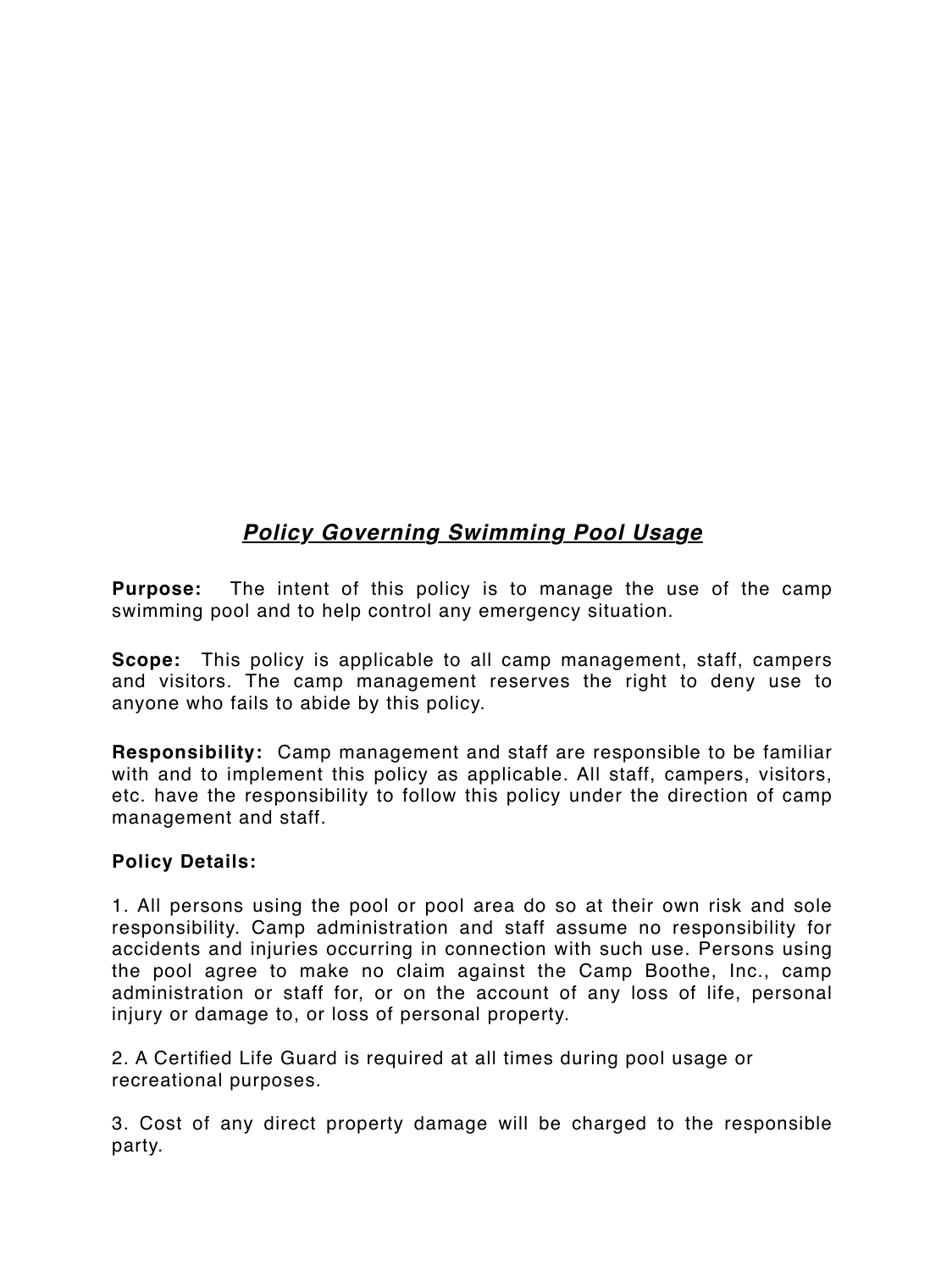## ***Policy Governing Swimming Pool Usage***

**Purpose:** The intent of this policy is to manage the use of the camp swimming pool and to help control any emergency situation.

**Scope:** This policy is applicable to all camp management, staff, campers and visitors. The camp management reserves the right to deny use to anyone who fails to abide by this policy.

**Responsibility:** Camp management and staff are responsible to be familiar with and to implement this policy as applicable. All staff, campers, visitors, etc. have the responsibility to follow this policy under the direction of camp management and staff.

**Policy Details:**

1. All persons using the pool or pool area do so at their own risk and sole responsibility. Camp administration and staff assume no responsibility for accidents and injuries occurring in connection with such use. Persons using the pool agree to make no claim against the Camp Boothe, Inc., camp administration or staff for, or on the account of any loss of life, personal injury or damage to, or loss of personal property.

2. A Certified Life Guard is required at all times during pool usage or recreational purposes.

3. Cost of any direct property damage will be charged to the responsible party.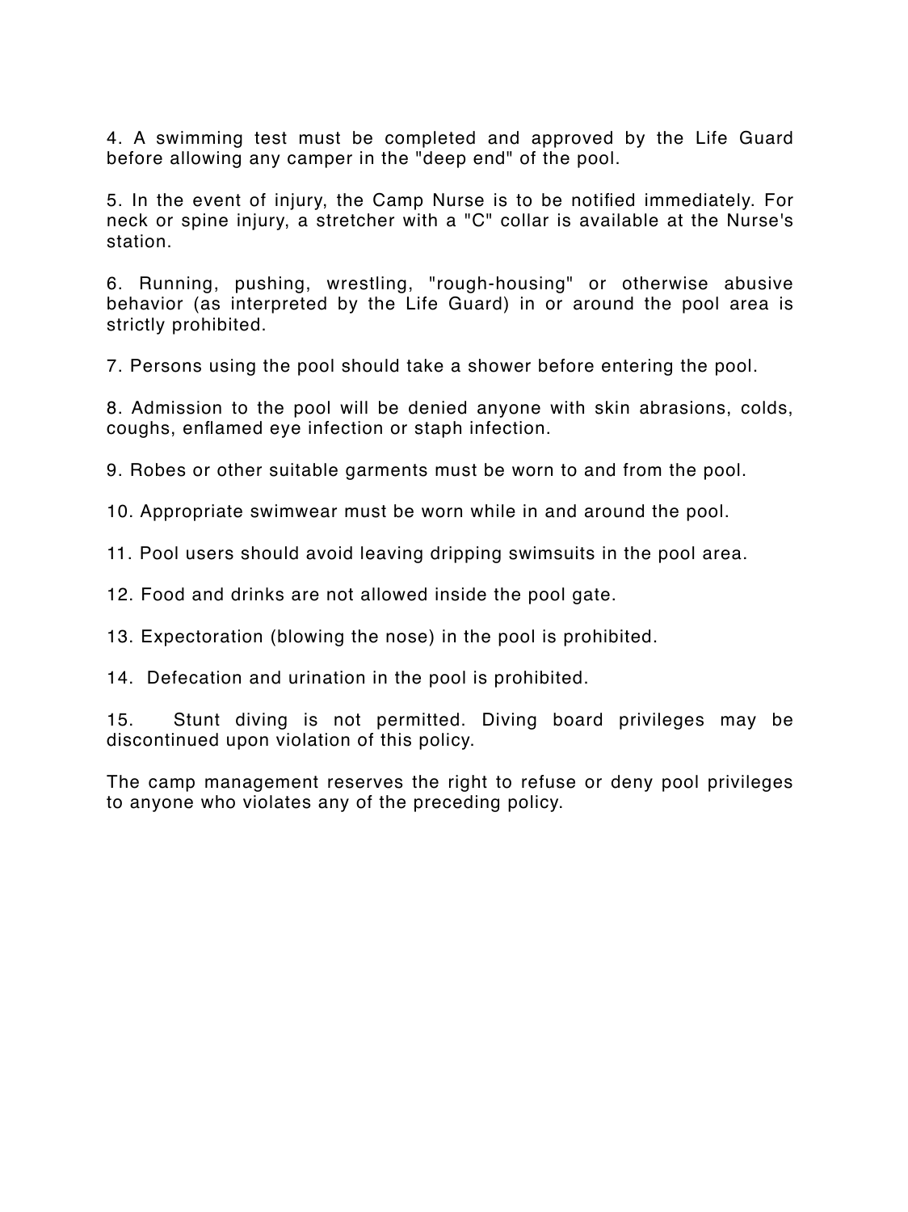4. A swimming test must be completed and approved by the Life Guard before allowing any camper in the "deep end" of the pool.

5. In the event of injury, the Camp Nurse is to be notified immediately. For neck or spine injury, a stretcher with a "C" collar is available at the Nurse's station.

6. Running, pushing, wrestling, "rough-housing" or otherwise abusive behavior (as interpreted by the Life Guard) in or around the pool area is strictly prohibited.

7. Persons using the pool should take a shower before entering the pool.

8. Admission to the pool will be denied anyone with skin abrasions, colds, coughs, enflamed eye infection or staph infection.

9. Robes or other suitable garments must be worn to and from the pool.

10. Appropriate swimwear must be worn while in and around the pool.

11. Pool users should avoid leaving dripping swimsuits in the pool area.

12. Food and drinks are not allowed inside the pool gate.

13. Expectoration (blowing the nose) in the pool is prohibited.

14. Defecation and urination in the pool is prohibited.

15. Stunt diving is not permitted. Diving board privileges may be discontinued upon violation of this policy.

The camp management reserves the right to refuse or deny pool privileges to anyone who violates any of the preceding policy.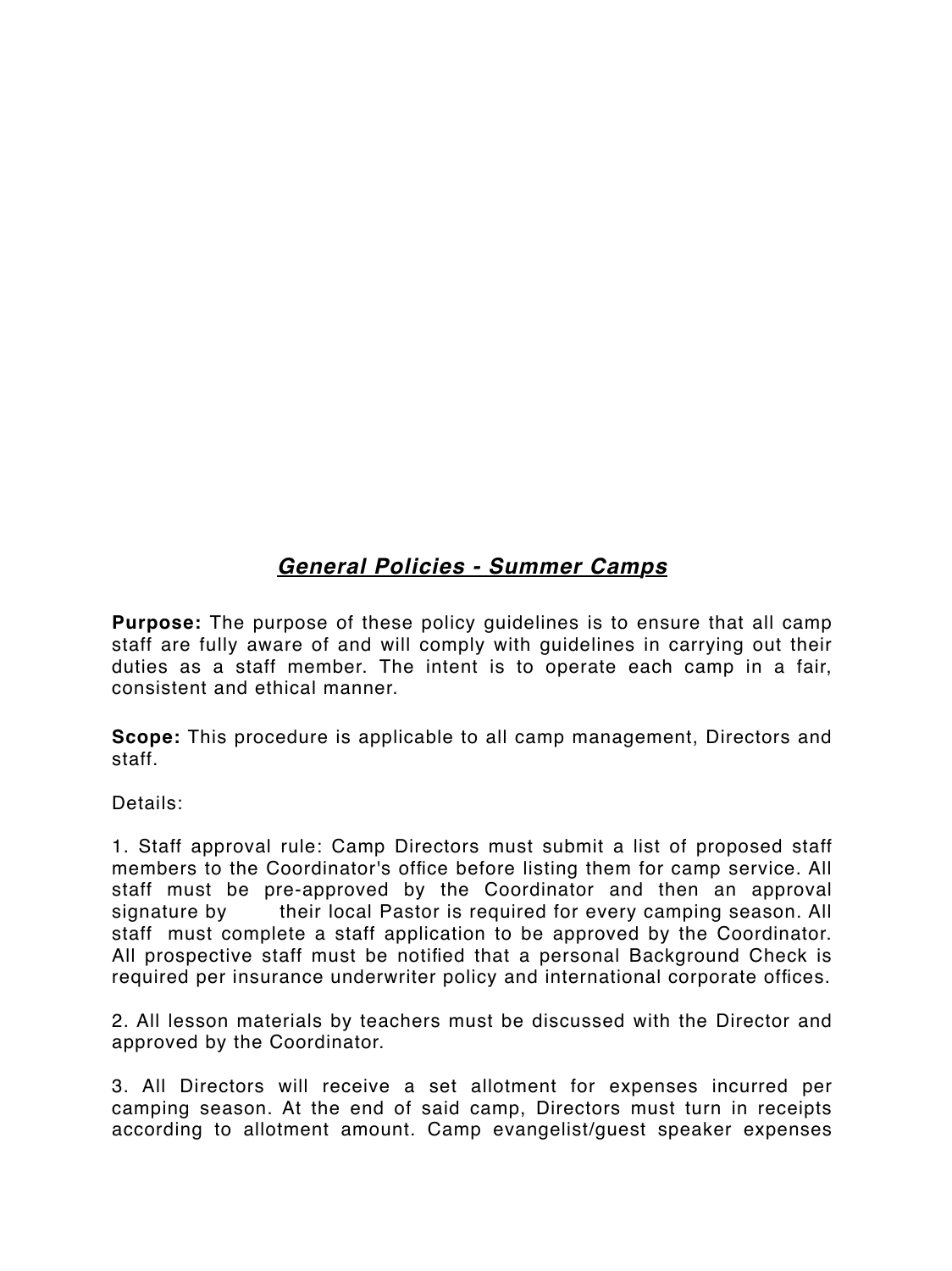## ***General Policies - Summer Camps***

**Purpose:** The purpose of these policy guidelines is to ensure that all camp staff are fully aware of and will comply with guidelines in carrying out their duties as a staff member. The intent is to operate each camp in a fair, consistent and ethical manner.

**Scope:** This procedure is applicable to all camp management, Directors and staff.

Details:

1. Staff approval rule: Camp Directors must submit a list of proposed staff members to the Coordinator's office before listing them for camp service. All staff must be pre-approved by the Coordinator and then an approval signature by their local Pastor is required for every camping season. All staff must complete a staff application to be approved by the Coordinator. All prospective staff must be notified that a personal Background Check is required per insurance underwriter policy and international corporate offices.

2. All lesson materials by teachers must be discussed with the Director and approved by the Coordinator.

3. All Directors will receive a set allotment for expenses incurred per camping season. At the end of said camp, Directors must turn in receipts according to allotment amount. Camp evangelist/guest speaker expenses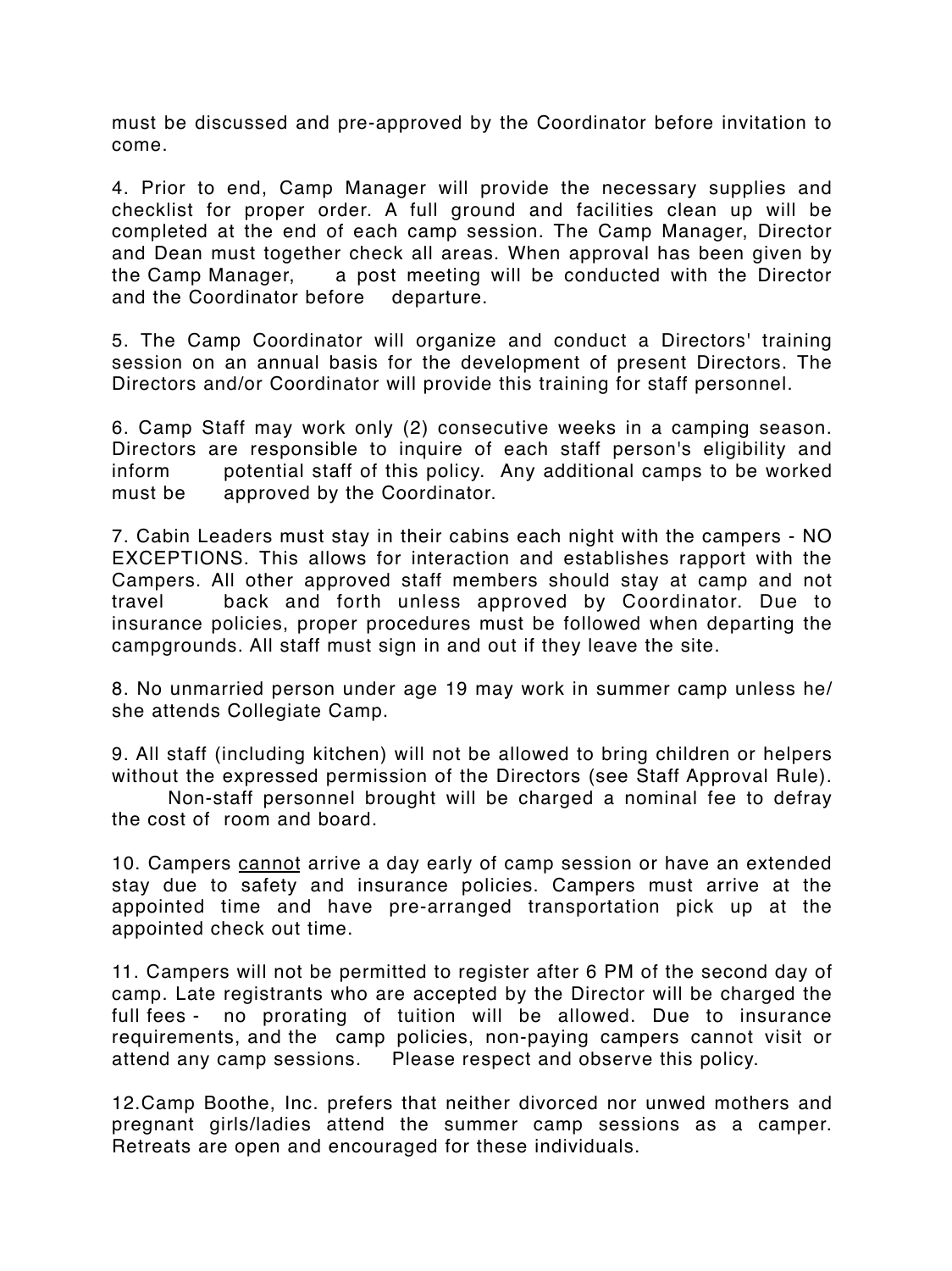must be discussed and pre-approved by the Coordinator before invitation to come.

4. Prior to end, Camp Manager will provide the necessary supplies and checklist for proper order. A full ground and facilities clean up will be completed at the end of each camp session. The Camp Manager, Director and Dean must together check all areas. When approval has been given by the Camp Manager, a post meeting will be conducted with the Director and the Coordinator before departure.

5. The Camp Coordinator will organize and conduct a Directors' training session on an annual basis for the development of present Directors. The Directors and/or Coordinator will provide this training for staff personnel.

6. Camp Staff may work only (2) consecutive weeks in a camping season. Directors are responsible to inquire of each staff person's eligibility and inform potential staff of this policy. Any additional camps to be worked must be approved by the Coordinator.

7. Cabin Leaders must stay in their cabins each night with the campers - NO EXCEPTIONS. This allows for interaction and establishes rapport with the Campers. All other approved staff members should stay at camp and not travel back and forth unless approved by Coordinator. Due to insurance policies, proper procedures must be followed when departing the campgrounds. All staff must sign in and out if they leave the site.

8. No unmarried person under age 19 may work in summer camp unless he/she attends Collegiate Camp.

9. All staff (including kitchen) will not be allowed to bring children or helpers without the expressed permission of the Directors (see Staff Approval Rule). Non-staff personnel brought will be charged a nominal fee to defray the cost of room and board.

10. Campers <u>cannot</u> arrive a day early of camp session or have an extended stay due to safety and insurance policies. Campers must arrive at the appointed time and have pre-arranged transportation pick up at the appointed check out time.

11. Campers will not be permitted to register after 6 PM of the second day of camp. Late registrants who are accepted by the Director will be charged the full fees - no prorating of tuition will be allowed. Due to insurance requirements, and the camp policies, non-paying campers cannot visit or attend any camp sessions. Please respect and observe this policy.

12.Camp Boothe, Inc. prefers that neither divorced nor unwed mothers and pregnant girls/ladies attend the summer camp sessions as a camper. Retreats are open and encouraged for these individuals.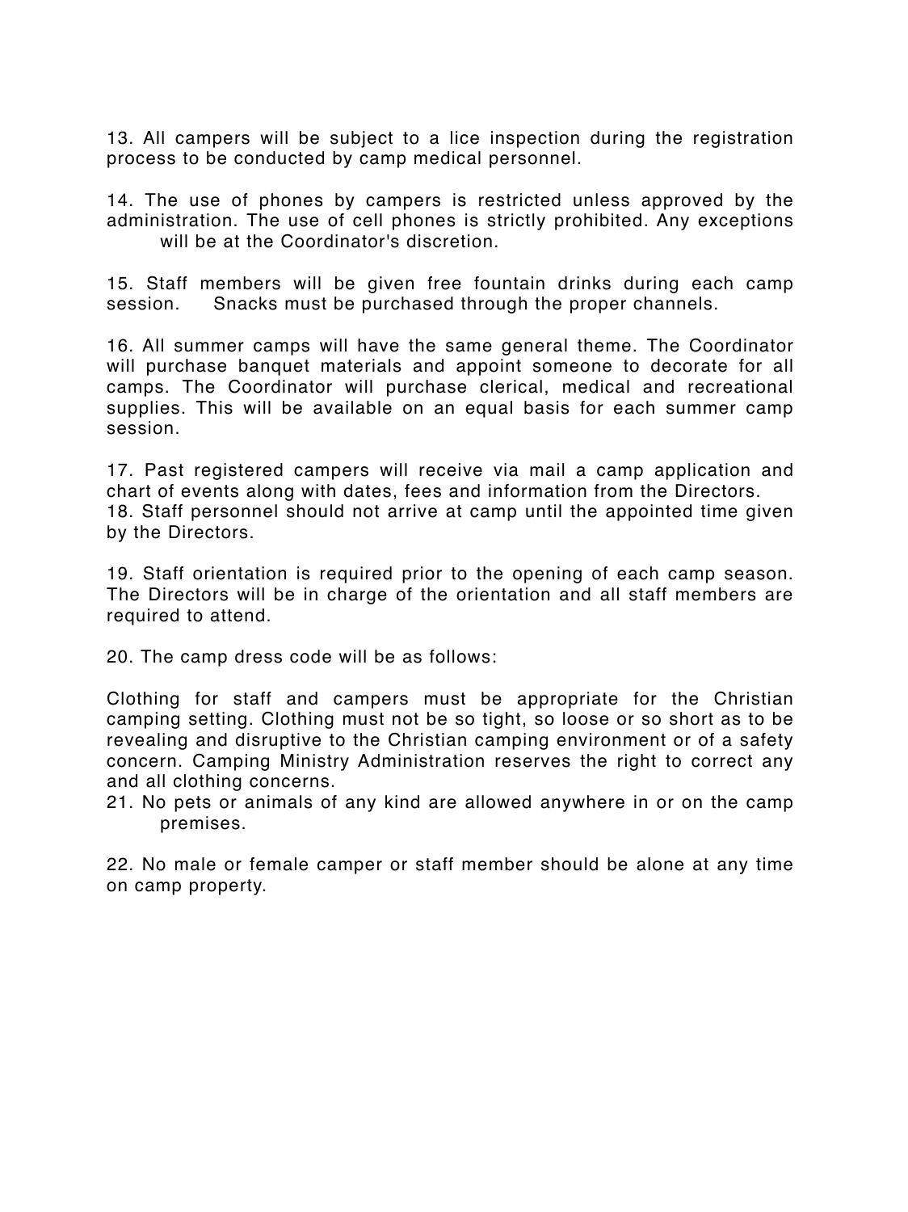13. All campers will be subject to a lice inspection during the registration process to be conducted by camp medical personnel.

14. The use of phones by campers is restricted unless approved by the administration. The use of cell phones is strictly prohibited. Any exceptions will be at the Coordinator's discretion.

15. Staff members will be given free fountain drinks during each camp session. Snacks must be purchased through the proper channels.

16. All summer camps will have the same general theme. The Coordinator will purchase banquet materials and appoint someone to decorate for all camps. The Coordinator will purchase clerical, medical and recreational supplies. This will be available on an equal basis for each summer camp session.

17. Past registered campers will receive via mail a camp application and chart of events along with dates, fees and information from the Directors.

18. Staff personnel should not arrive at camp until the appointed time given by the Directors.

19. Staff orientation is required prior to the opening of each camp season. The Directors will be in charge of the orientation and all staff members are required to attend.

20. The camp dress code will be as follows:

Clothing for staff and campers must be appropriate for the Christian camping setting. Clothing must not be so tight, so loose or so short as to be revealing and disruptive to the Christian camping environment or of a safety concern. Camping Ministry Administration reserves the right to correct any and all clothing concerns.

21. No pets or animals of any kind are allowed anywhere in or on the camp premises.

22. No male or female camper or staff member should be alone at any time on camp property.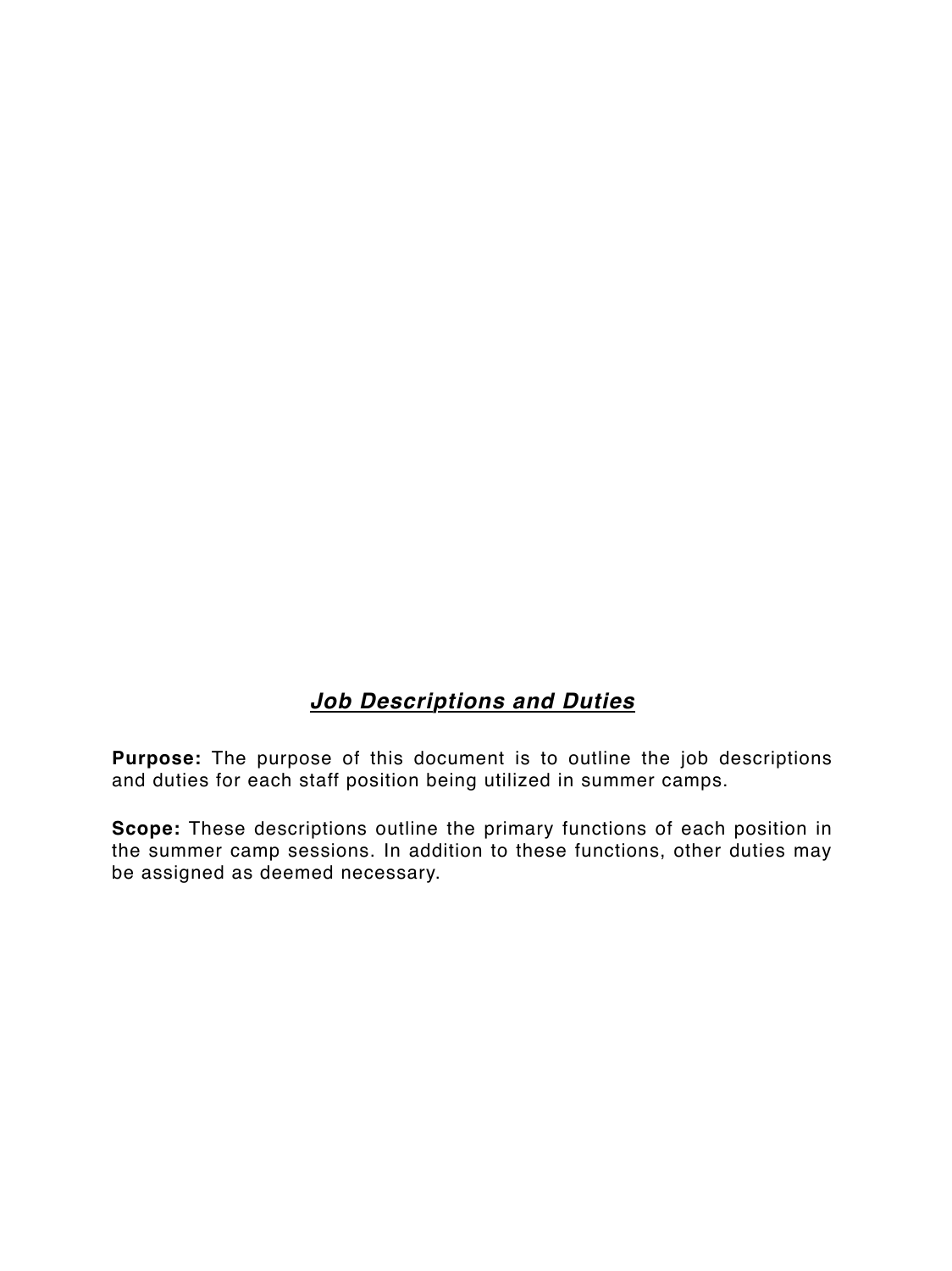# ***Job Descriptions and Duties***

**Purpose:** The purpose of this document is to outline the job descriptions and duties for each staff position being utilized in summer camps.

**Scope:** These descriptions outline the primary functions of each position in the summer camp sessions. In addition to these functions, other duties may be assigned as deemed necessary.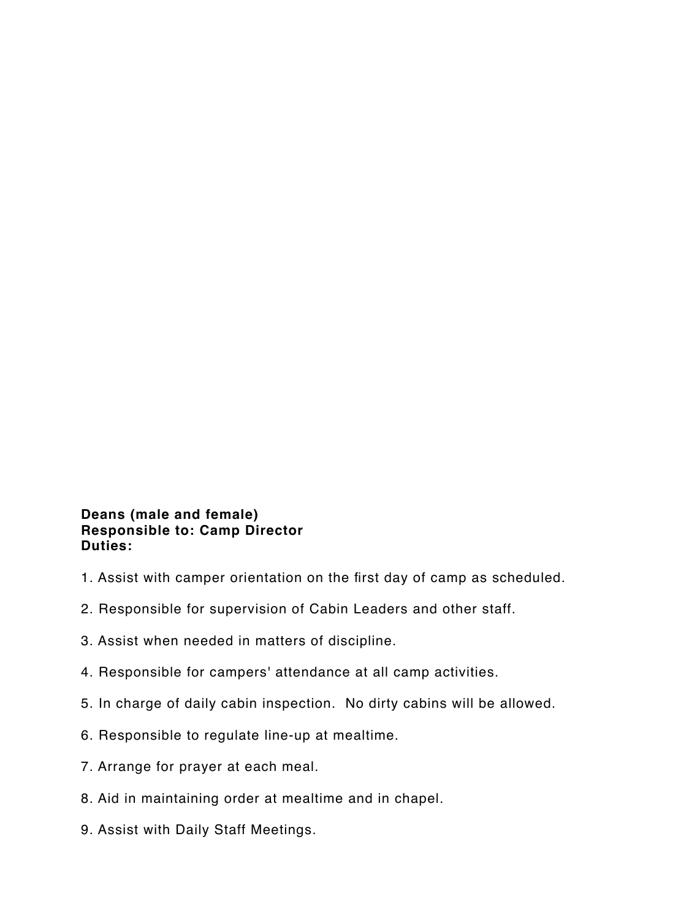**Deans (male and female)**
**Responsible to: Camp Director**
**Duties:**

1. Assist with camper orientation on the first day of camp as scheduled.

2. Responsible for supervision of Cabin Leaders and other staff.

3. Assist when needed in matters of discipline.

4. Responsible for campers' attendance at all camp activities.

5. In charge of daily cabin inspection.  No dirty cabins will be allowed.

6. Responsible to regulate line-up at mealtime.

7. Arrange for prayer at each meal.

8. Aid in maintaining order at mealtime and in chapel.

9. Assist with Daily Staff Meetings.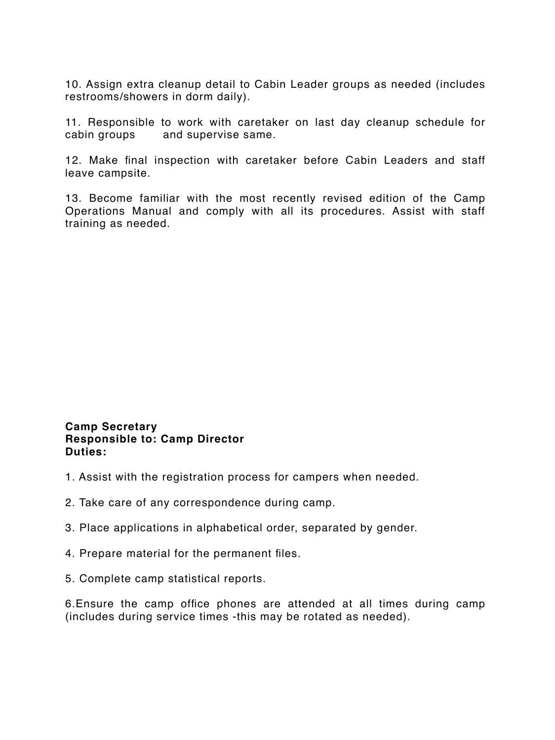10. Assign extra cleanup detail to Cabin Leader groups as needed (includes restrooms/showers in dorm daily).

11. Responsible to work with caretaker on last day cleanup schedule for cabin groups and supervise same.

12. Make final inspection with caretaker before Cabin Leaders and staff leave campsite.

13. Become familiar with the most recently revised edition of the Camp Operations Manual and comply with all its procedures. Assist with staff training as needed.

**Camp Secretary**
**Responsible to: Camp Director**
**Duties:**

1. Assist with the registration process for campers when needed.

2. Take care of any correspondence during camp.

3. Place applications in alphabetical order, separated by gender.

4. Prepare material for the permanent files.

5. Complete camp statistical reports.

6. Ensure the camp office phones are attended at all times during camp (includes during service times -this may be rotated as needed).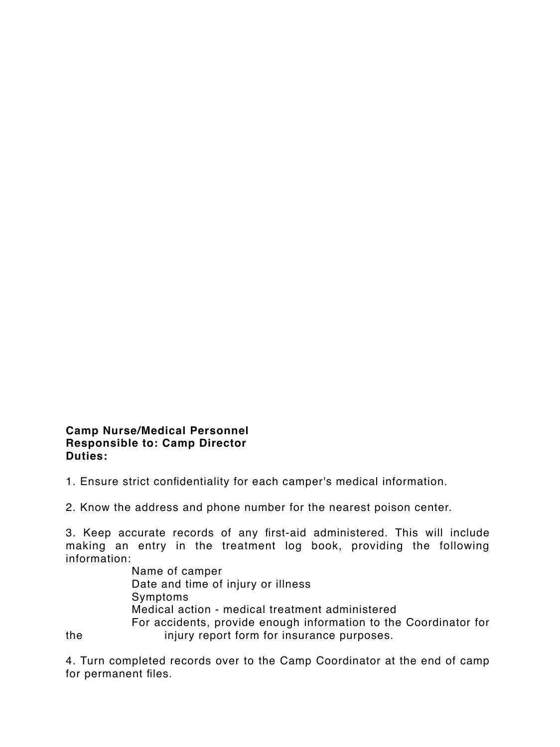**Camp Nurse/Medical Personnel**
**Responsible to: Camp Director**
**Duties:**

1. Ensure strict confidentiality for each camper's medical information.

2. Know the address and phone number for the nearest poison center.

3. Keep accurate records of any first-aid administered. This will include making an entry in the treatment log book, providing the following information:

   - Name of camper
   - Date and time of injury or illness
   - Symptoms
   - Medical action - medical treatment administered
   - For accidents, provide enough information to the Coordinator for the injury report form for insurance purposes.

4. Turn completed records over to the Camp Coordinator at the end of camp for permanent files.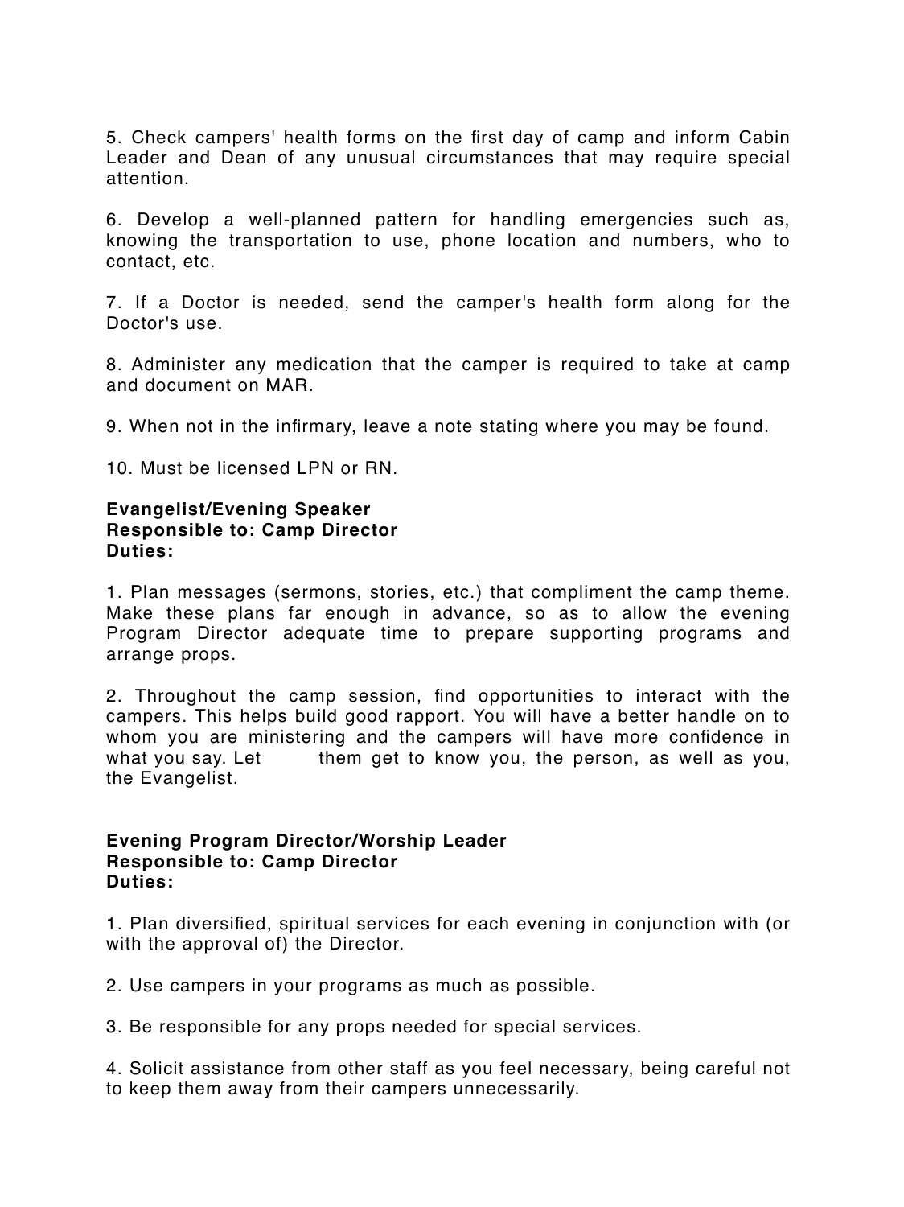5. Check campers' health forms on the first day of camp and inform Cabin Leader and Dean of any unusual circumstances that may require special attention.

6. Develop a well-planned pattern for handling emergencies such as, knowing the transportation to use, phone location and numbers, who to contact, etc.

7. If a Doctor is needed, send the camper's health form along for the Doctor's use.

8. Administer any medication that the camper is required to take at camp and document on MAR.

9. When not in the infirmary, leave a note stating where you may be found.

10. Must be licensed LPN or RN.

**Evangelist/Evening Speaker**
**Responsible to: Camp Director**
**Duties:**

1. Plan messages (sermons, stories, etc.) that compliment the camp theme. Make these plans far enough in advance, so as to allow the evening Program Director adequate time to prepare supporting programs and arrange props.

2. Throughout the camp session, find opportunities to interact with the campers. This helps build good rapport. You will have a better handle on to whom you are ministering and the campers will have more confidence in what you say. Let them get to know you, the person, as well as you, the Evangelist.

**Evening Program Director/Worship Leader**
**Responsible to: Camp Director**
**Duties:**

1. Plan diversified, spiritual services for each evening in conjunction with (or with the approval of) the Director.

2. Use campers in your programs as much as possible.

3. Be responsible for any props needed for special services.

4. Solicit assistance from other staff as you feel necessary, being careful not to keep them away from their campers unnecessarily.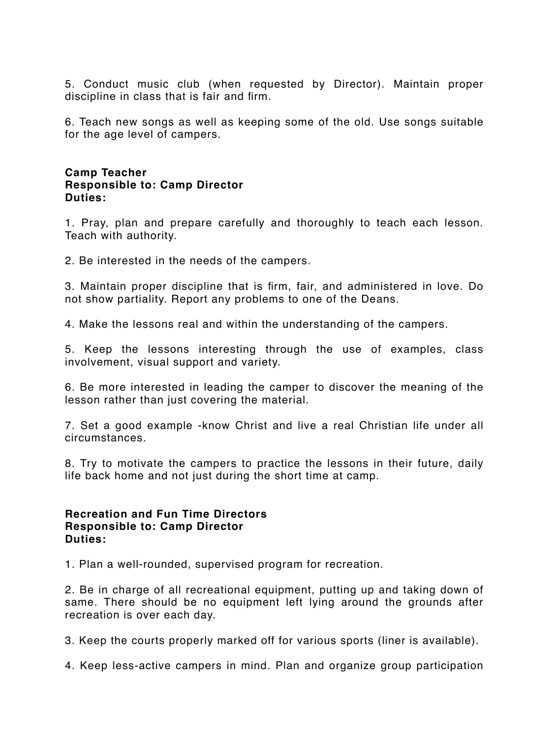5. Conduct music club (when requested by Director). Maintain proper discipline in class that is fair and firm.

6. Teach new songs as well as keeping some of the old. Use songs suitable for the age level of campers.

**Camp Teacher**
**Responsible to: Camp Director**
**Duties:**

1. Pray, plan and prepare carefully and thoroughly to teach each lesson. Teach with authority.

2. Be interested in the needs of the campers.

3. Maintain proper discipline that is firm, fair, and administered in love. Do not show partiality. Report any problems to one of the Deans.

4. Make the lessons real and within the understanding of the campers.

5. Keep the lessons interesting through the use of examples, class involvement, visual support and variety.

6. Be more interested in leading the camper to discover the meaning of the lesson rather than just covering the material.

7. Set a good example -know Christ and live a real Christian life under all circumstances.

8. Try to motivate the campers to practice the lessons in their future, daily life back home and not just during the short time at camp.

**Recreation and Fun Time Directors**
**Responsible to: Camp Director**
**Duties:**

1. Plan a well-rounded, supervised program for recreation.

2. Be in charge of all recreational equipment, putting up and taking down of same. There should be no equipment left lying around the grounds after recreation is over each day.

3. Keep the courts properly marked off for various sports (liner is available).

4. Keep less-active campers in mind. Plan and organize group participation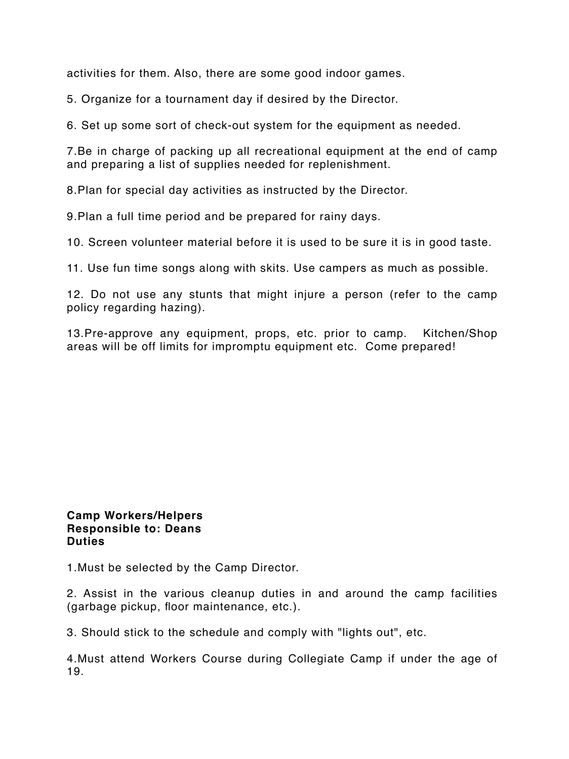activities for them. Also, there are some good indoor games.

5. Organize for a tournament day if desired by the Director.

6. Set up some sort of check-out system for the equipment as needed.

7.Be in charge of packing up all recreational equipment at the end of camp and preparing a list of supplies needed for replenishment.

8.Plan for special day activities as instructed by the Director.

9.Plan a full time period and be prepared for rainy days.

10. Screen volunteer material before it is used to be sure it is in good taste.

11. Use fun time songs along with skits. Use campers as much as possible.

12. Do not use any stunts that might injure a person (refer to the camp policy regarding hazing).

13.Pre-approve any equipment, props, etc. prior to camp. Kitchen/Shop areas will be off limits for impromptu equipment etc. Come prepared!

**Camp Workers/Helpers**
**Responsible to: Deans**
**Duties**

1.Must be selected by the Camp Director.

2. Assist in the various cleanup duties in and around the camp facilities (garbage pickup, floor maintenance, etc.).

3. Should stick to the schedule and comply with "lights out", etc.

4.Must attend Workers Course during Collegiate Camp if under the age of 19.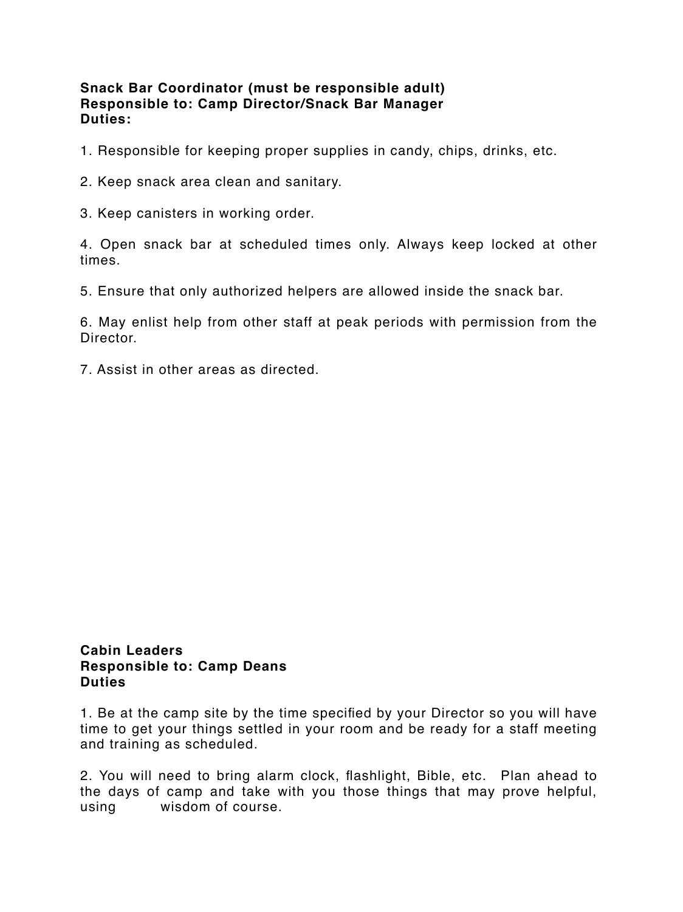**Snack Bar Coordinator (must be responsible adult)**
**Responsible to: Camp Director/Snack Bar Manager**
**Duties:**

1. Responsible for keeping proper supplies in candy, chips, drinks, etc.

2. Keep snack area clean and sanitary.

3. Keep canisters in working order.

4. Open snack bar at scheduled times only. Always keep locked at other times.

5. Ensure that only authorized helpers are allowed inside the snack bar.

6. May enlist help from other staff at peak periods with permission from the Director.

7. Assist in other areas as directed.

**Cabin Leaders**
**Responsible to: Camp Deans**
**Duties**

1. Be at the camp site by the time specified by your Director so you will have time to get your things settled in your room and be ready for a staff meeting and training as scheduled.

2. You will need to bring alarm clock, flashlight, Bible, etc. Plan ahead to the days of camp and take with you those things that may prove helpful, using wisdom of course.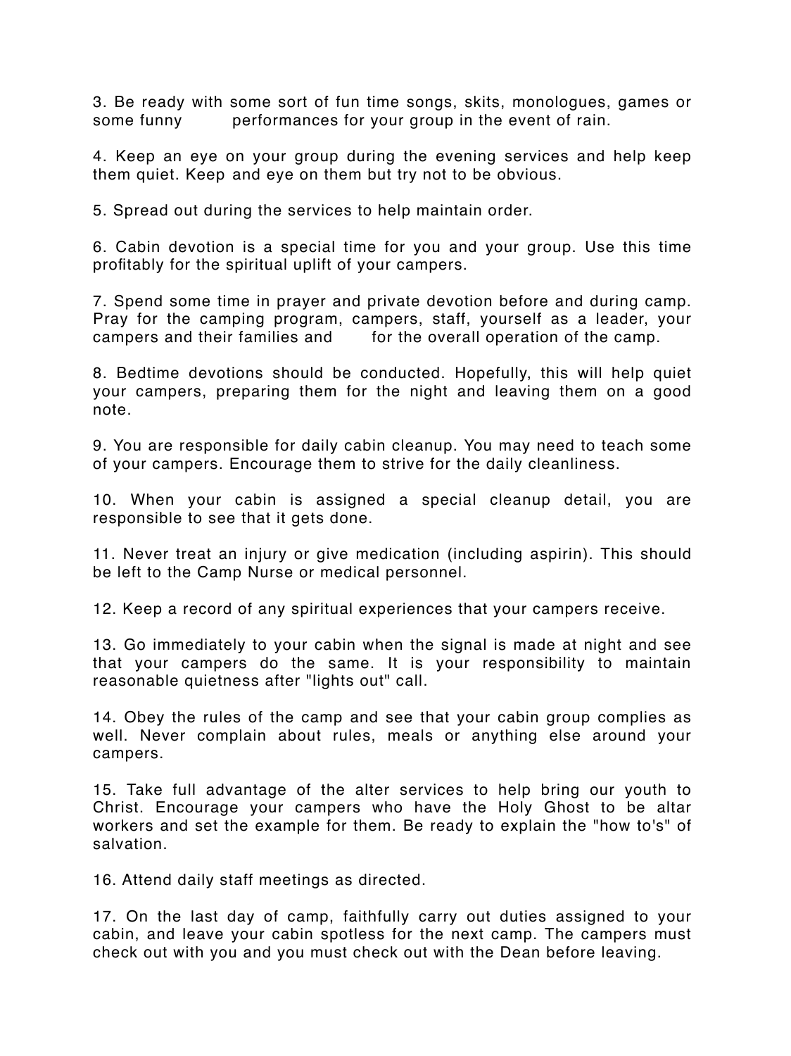3. Be ready with some sort of fun time songs, skits, monologues, games or some funny performances for your group in the event of rain.

4. Keep an eye on your group during the evening services and help keep them quiet. Keep and eye on them but try not to be obvious.

5. Spread out during the services to help maintain order.

6. Cabin devotion is a special time for you and your group. Use this time profitably for the spiritual uplift of your campers.

7. Spend some time in prayer and private devotion before and during camp. Pray for the camping program, campers, staff, yourself as a leader, your campers and their families and for the overall operation of the camp.

8. Bedtime devotions should be conducted. Hopefully, this will help quiet your campers, preparing them for the night and leaving them on a good note.

9. You are responsible for daily cabin cleanup. You may need to teach some of your campers. Encourage them to strive for the daily cleanliness.

10. When your cabin is assigned a special cleanup detail, you are responsible to see that it gets done.

11. Never treat an injury or give medication (including aspirin). This should be left to the Camp Nurse or medical personnel.

12. Keep a record of any spiritual experiences that your campers receive.

13. Go immediately to your cabin when the signal is made at night and see that your campers do the same. It is your responsibility to maintain reasonable quietness after "lights out" call.

14. Obey the rules of the camp and see that your cabin group complies as well. Never complain about rules, meals or anything else around your campers.

15. Take full advantage of the alter services to help bring our youth to Christ. Encourage your campers who have the Holy Ghost to be altar workers and set the example for them. Be ready to explain the "how to's" of salvation.

16. Attend daily staff meetings as directed.

17. On the last day of camp, faithfully carry out duties assigned to your cabin, and leave your cabin spotless for the next camp. The campers must check out with you and you must check out with the Dean before leaving.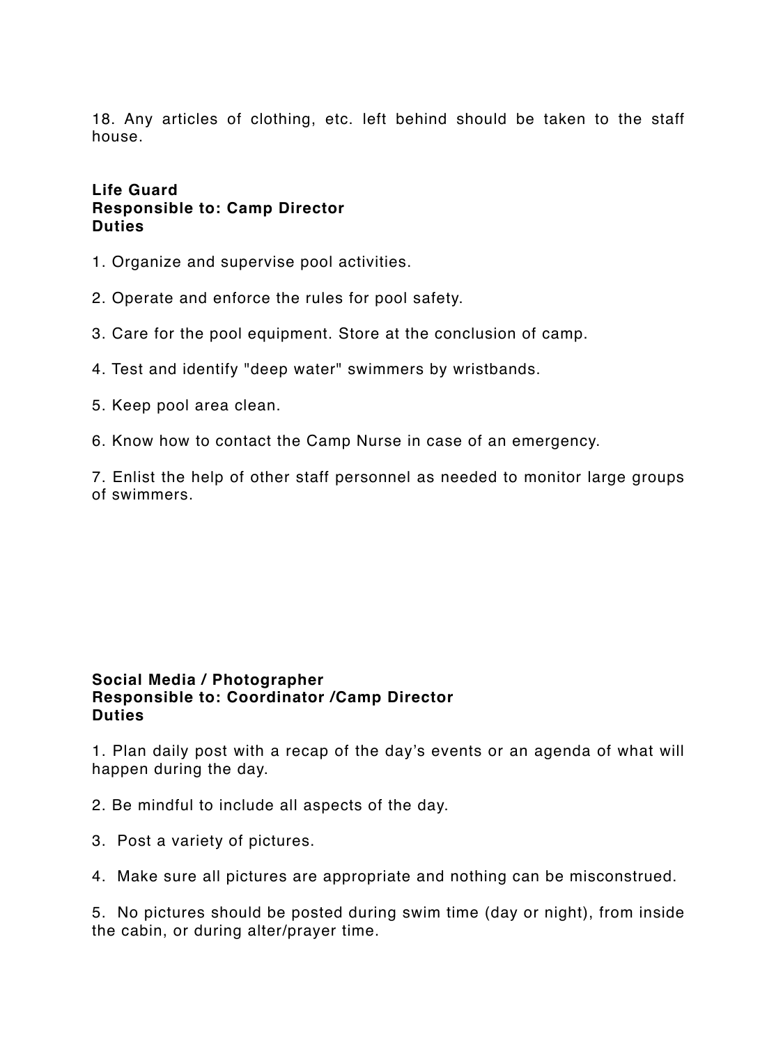18. Any articles of clothing, etc. left behind should be taken to the staff house.

**Life Guard**
**Responsible to: Camp Director**
**Duties**

1. Organize and supervise pool activities.

2. Operate and enforce the rules for pool safety.

3. Care for the pool equipment. Store at the conclusion of camp.

4. Test and identify "deep water" swimmers by wristbands.

5. Keep pool area clean.

6. Know how to contact the Camp Nurse in case of an emergency.

7. Enlist the help of other staff personnel as needed to monitor large groups of swimmers.

**Social Media / Photographer**
**Responsible to: Coordinator /Camp Director**
**Duties**

1. Plan daily post with a recap of the day's events or an agenda of what will happen during the day.

2. Be mindful to include all aspects of the day.

3. Post a variety of pictures.

4. Make sure all pictures are appropriate and nothing can be misconstrued.

5. No pictures should be posted during swim time (day or night), from inside the cabin, or during alter/prayer time.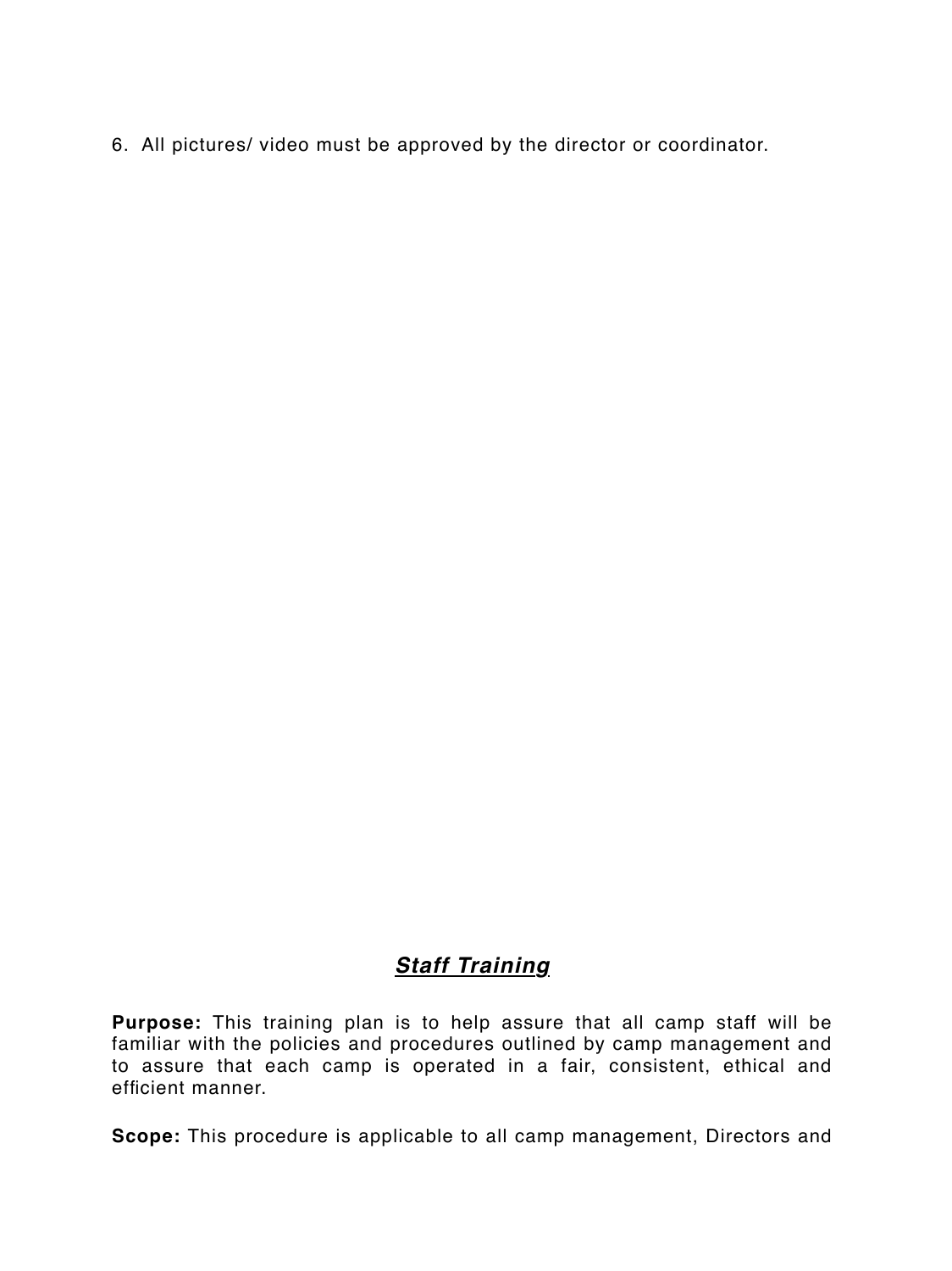6. All pictures/ video must be approved by the director or coordinator.

## ***Staff Training***

**Purpose:** This training plan is to help assure that all camp staff will be familiar with the policies and procedures outlined by camp management and to assure that each camp is operated in a fair, consistent, ethical and efficient manner.

**Scope:** This procedure is applicable to all camp management, Directors and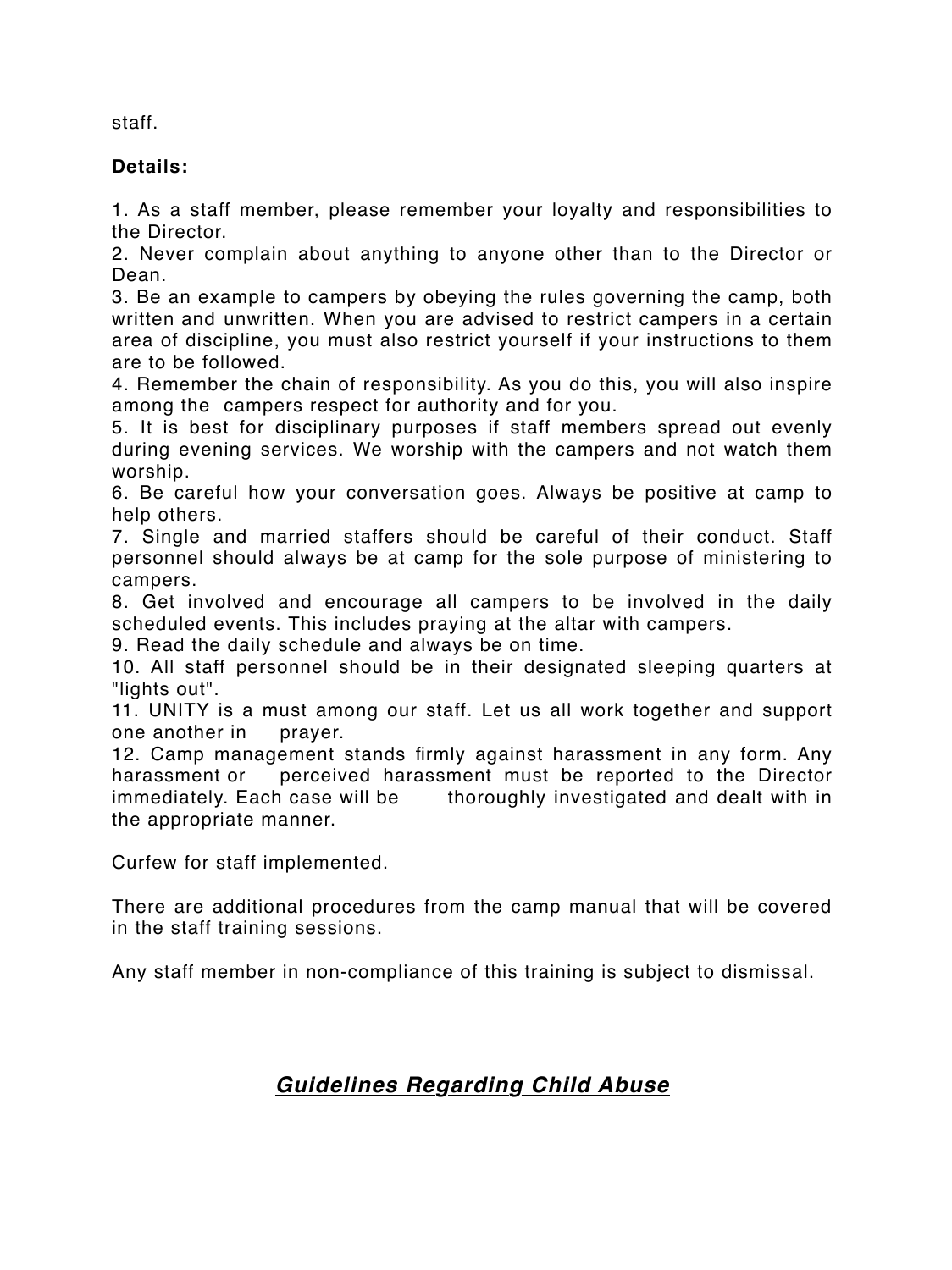staff.

**Details:**

1. As a staff member, please remember your loyalty and responsibilities to the Director.
2. Never complain about anything to anyone other than to the Director or Dean.
3. Be an example to campers by obeying the rules governing the camp, both written and unwritten. When you are advised to restrict campers in a certain area of discipline, you must also restrict yourself if your instructions to them are to be followed.
4. Remember the chain of responsibility. As you do this, you will also inspire among the campers respect for authority and for you.
5. It is best for disciplinary purposes if staff members spread out evenly during evening services. We worship with the campers and not watch them worship.
6. Be careful how your conversation goes. Always be positive at camp to help others.
7. Single and married staffers should be careful of their conduct. Staff personnel should always be at camp for the sole purpose of ministering to campers.
8. Get involved and encourage all campers to be involved in the daily scheduled events. This includes praying at the altar with campers.
9. Read the daily schedule and always be on time.
10. All staff personnel should be in their designated sleeping quarters at "lights out".
11. UNITY is a must among our staff. Let us all work together and support one another in prayer.
12. Camp management stands firmly against harassment in any form. Any harassment or perceived harassment must be reported to the Director immediately. Each case will be thoroughly investigated and dealt with in the appropriate manner.

Curfew for staff implemented.

There are additional procedures from the camp manual that will be covered in the staff training sessions.

Any staff member in non-compliance of this training is subject to dismissal.

## ***Guidelines Regarding Child Abuse***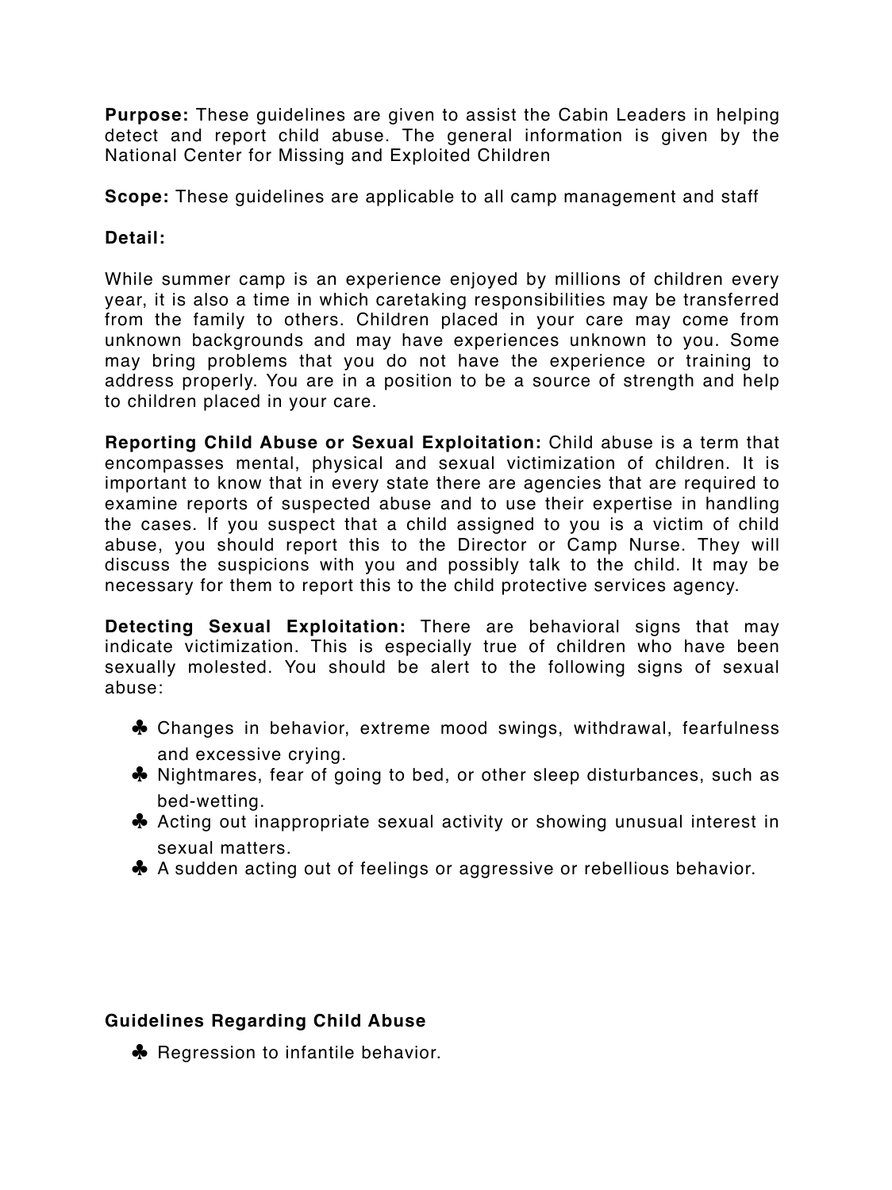**Purpose:** These guidelines are given to assist the Cabin Leaders in helping detect and report child abuse. The general information is given by the National Center for Missing and Exploited Children

**Scope:** These guidelines are applicable to all camp management and staff

**Detail:**

While summer camp is an experience enjoyed by millions of children every year, it is also a time in which caretaking responsibilities may be transferred from the family to others. Children placed in your care may come from unknown backgrounds and may have experiences unknown to you. Some may bring problems that you do not have the experience or training to address properly. You are in a position to be a source of strength and help to children placed in your care.

**Reporting Child Abuse or Sexual Exploitation:** Child abuse is a term that encompasses mental, physical and sexual victimization of children. It is important to know that in every state there are agencies that are required to examine reports of suspected abuse and to use their expertise in handling the cases. If you suspect that a child assigned to you is a victim of child abuse, you should report this to the Director or Camp Nurse. They will discuss the suspicions with you and possibly talk to the child. It may be necessary for them to report this to the child protective services agency.

**Detecting Sexual Exploitation:** There are behavioral signs that may indicate victimization. This is especially true of children who have been sexually molested. You should be alert to the following signs of sexual abuse:

- Changes in behavior, extreme mood swings, withdrawal, fearfulness and excessive crying.
- Nightmares, fear of going to bed, or other sleep disturbances, such as bed-wetting.
- Acting out inappropriate sexual activity or showing unusual interest in sexual matters.
- A sudden acting out of feelings or aggressive or rebellious behavior.

**Guidelines Regarding Child Abuse**

- Regression to infantile behavior.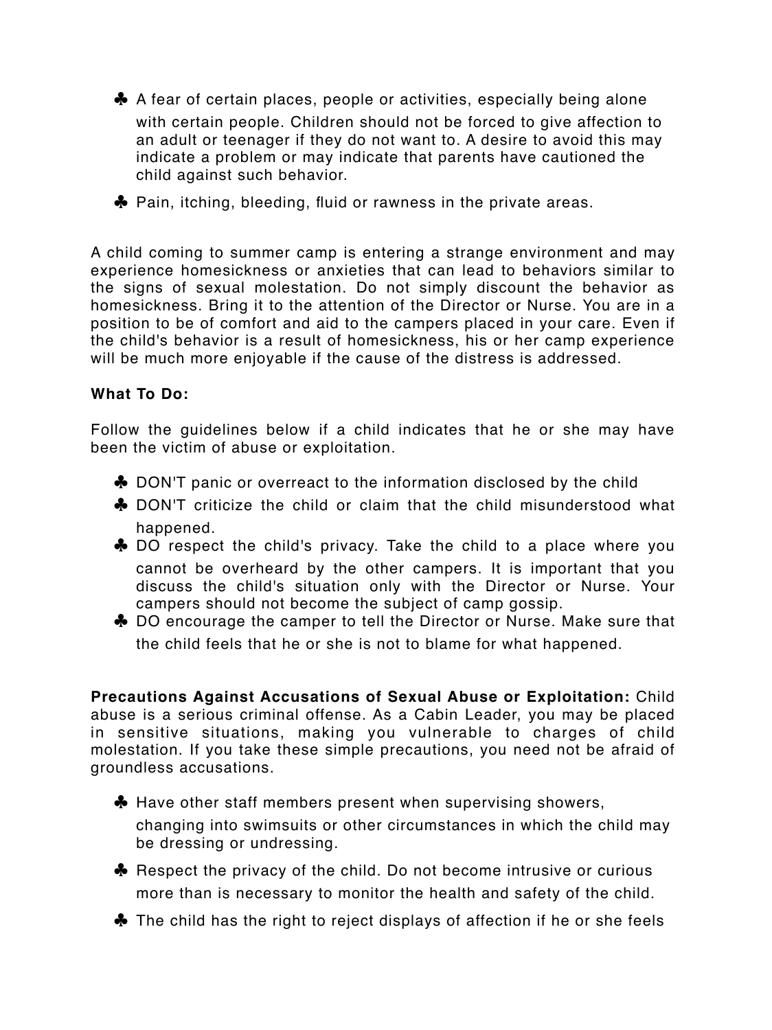- A fear of certain places, people or activities, especially being alone with certain people. Children should not be forced to give affection to an adult or teenager if they do not want to. A desire to avoid this may indicate a problem or may indicate that parents have cautioned the child against such behavior.
- Pain, itching, bleeding, fluid or rawness in the private areas.

A child coming to summer camp is entering a strange environment and may experience homesickness or anxieties that can lead to behaviors similar to the signs of sexual molestation. Do not simply discount the behavior as homesickness. Bring it to the attention of the Director or Nurse. You are in a position to be of comfort and aid to the campers placed in your care. Even if the child's behavior is a result of homesickness, his or her camp experience will be much more enjoyable if the cause of the distress is addressed.

**What To Do:**

Follow the guidelines below if a child indicates that he or she may have been the victim of abuse or exploitation.

- DON'T panic or overreact to the information disclosed by the child
- DON'T criticize the child or claim that the child misunderstood what happened.
- DO respect the child's privacy. Take the child to a place where you cannot be overheard by the other campers. It is important that you discuss the child's situation only with the Director or Nurse. Your campers should not become the subject of camp gossip.
- DO encourage the camper to tell the Director or Nurse. Make sure that the child feels that he or she is not to blame for what happened.

**Precautions Against Accusations of Sexual Abuse or Exploitation:** Child abuse is a serious criminal offense. As a Cabin Leader, you may be placed in sensitive situations, making you vulnerable to charges of child molestation. If you take these simple precautions, you need not be afraid of groundless accusations.

- Have other staff members present when supervising showers, changing into swimsuits or other circumstances in which the child may be dressing or undressing.
- Respect the privacy of the child. Do not become intrusive or curious more than is necessary to monitor the health and safety of the child.
- The child has the right to reject displays of affection if he or she feels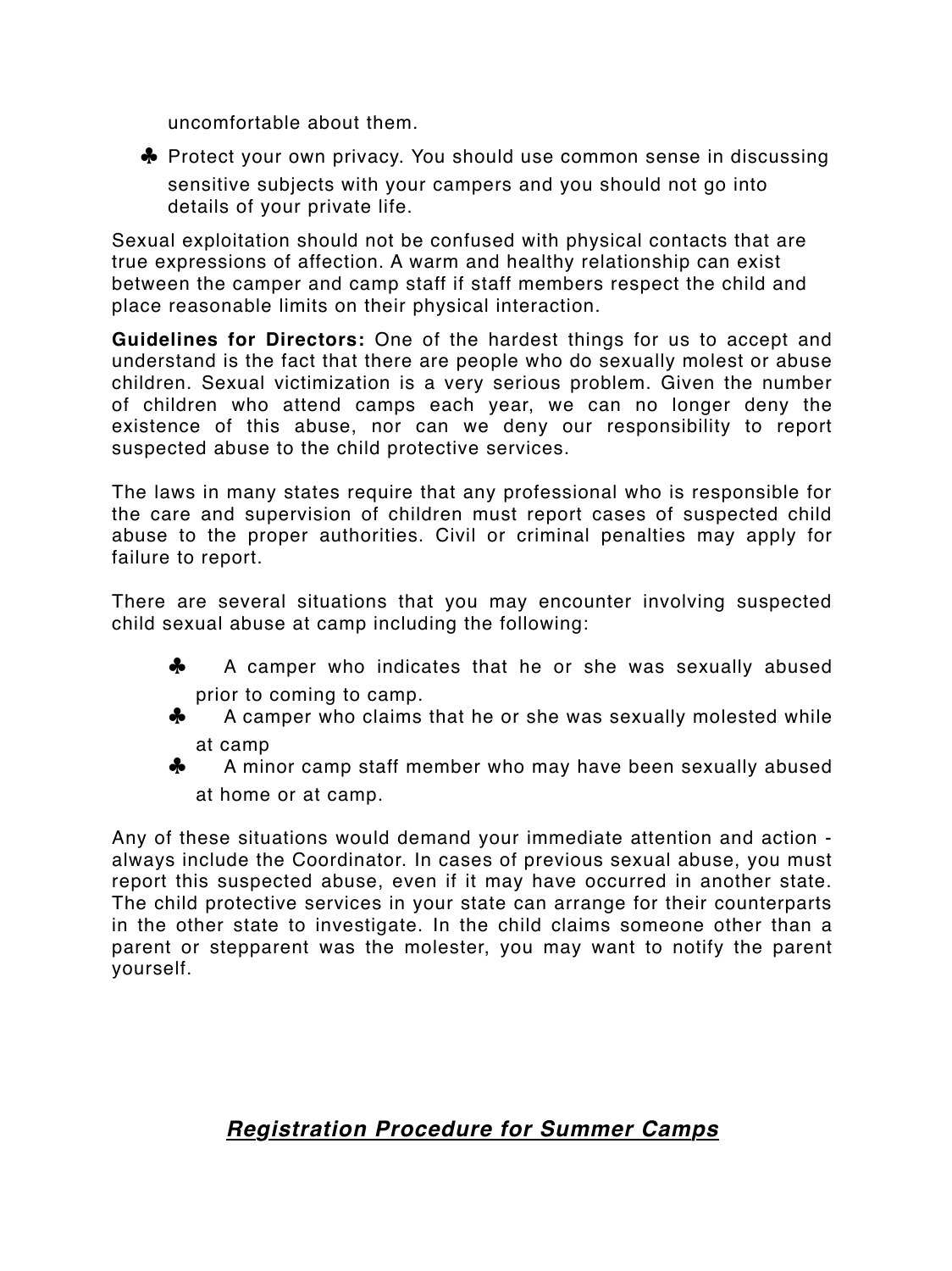uncomfortable about them.

- Protect your own privacy. You should use common sense in discussing sensitive subjects with your campers and you should not go into details of your private life.

Sexual exploitation should not be confused with physical contacts that are true expressions of affection. A warm and healthy relationship can exist between the camper and camp staff if staff members respect the child and place reasonable limits on their physical interaction.

**Guidelines for Directors:** One of the hardest things for us to accept and understand is the fact that there are people who do sexually molest or abuse children. Sexual victimization is a very serious problem. Given the number of children who attend camps each year, we can no longer deny the existence of this abuse, nor can we deny our responsibility to report suspected abuse to the child protective services.

The laws in many states require that any professional who is responsible for the care and supervision of children must report cases of suspected child abuse to the proper authorities. Civil or criminal penalties may apply for failure to report.

There are several situations that you may encounter involving suspected child sexual abuse at camp including the following:

- A camper who indicates that he or she was sexually abused prior to coming to camp.
- A camper who claims that he or she was sexually molested while at camp
- A minor camp staff member who may have been sexually abused at home or at camp.

Any of these situations would demand your immediate attention and action - always include the Coordinator. In cases of previous sexual abuse, you must report this suspected abuse, even if it may have occurred in another state. The child protective services in your state can arrange for their counterparts in the other state to investigate. In the child claims someone other than a parent or stepparent was the molester, you may want to notify the parent yourself.

## ***Registration Procedure for Summer Camps***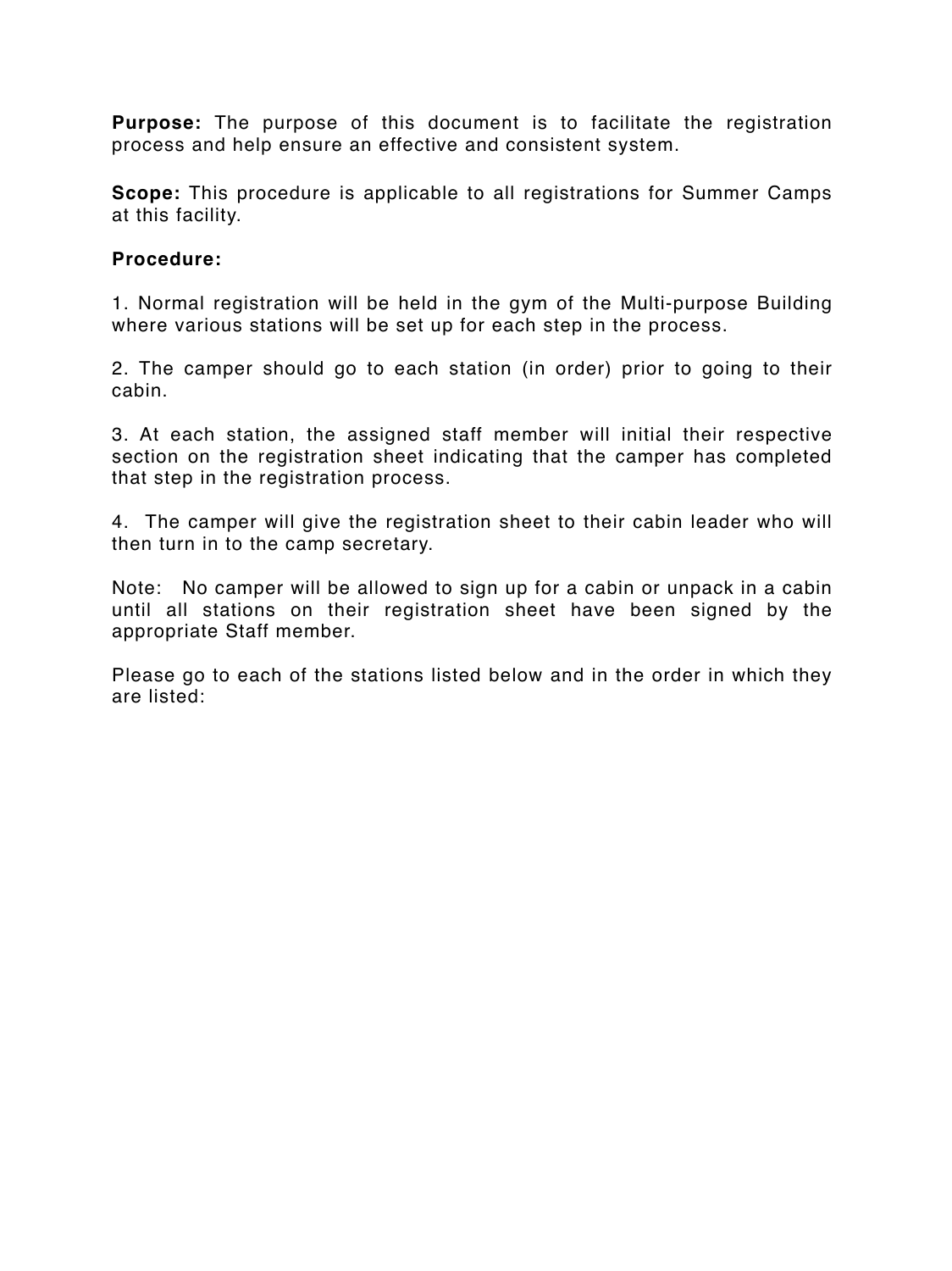**Purpose:** The purpose of this document is to facilitate the registration process and help ensure an effective and consistent system.

**Scope:** This procedure is applicable to all registrations for Summer Camps at this facility.

**Procedure:**

1. Normal registration will be held in the gym of the Multi-purpose Building where various stations will be set up for each step in the process.

2. The camper should go to each station (in order) prior to going to their cabin.

3. At each station, the assigned staff member will initial their respective section on the registration sheet indicating that the camper has completed that step in the registration process.

4. The camper will give the registration sheet to their cabin leader who will then turn in to the camp secretary.

Note: No camper will be allowed to sign up for a cabin or unpack in a cabin until all stations on their registration sheet have been signed by the appropriate Staff member.

Please go to each of the stations listed below and in the order in which they are listed: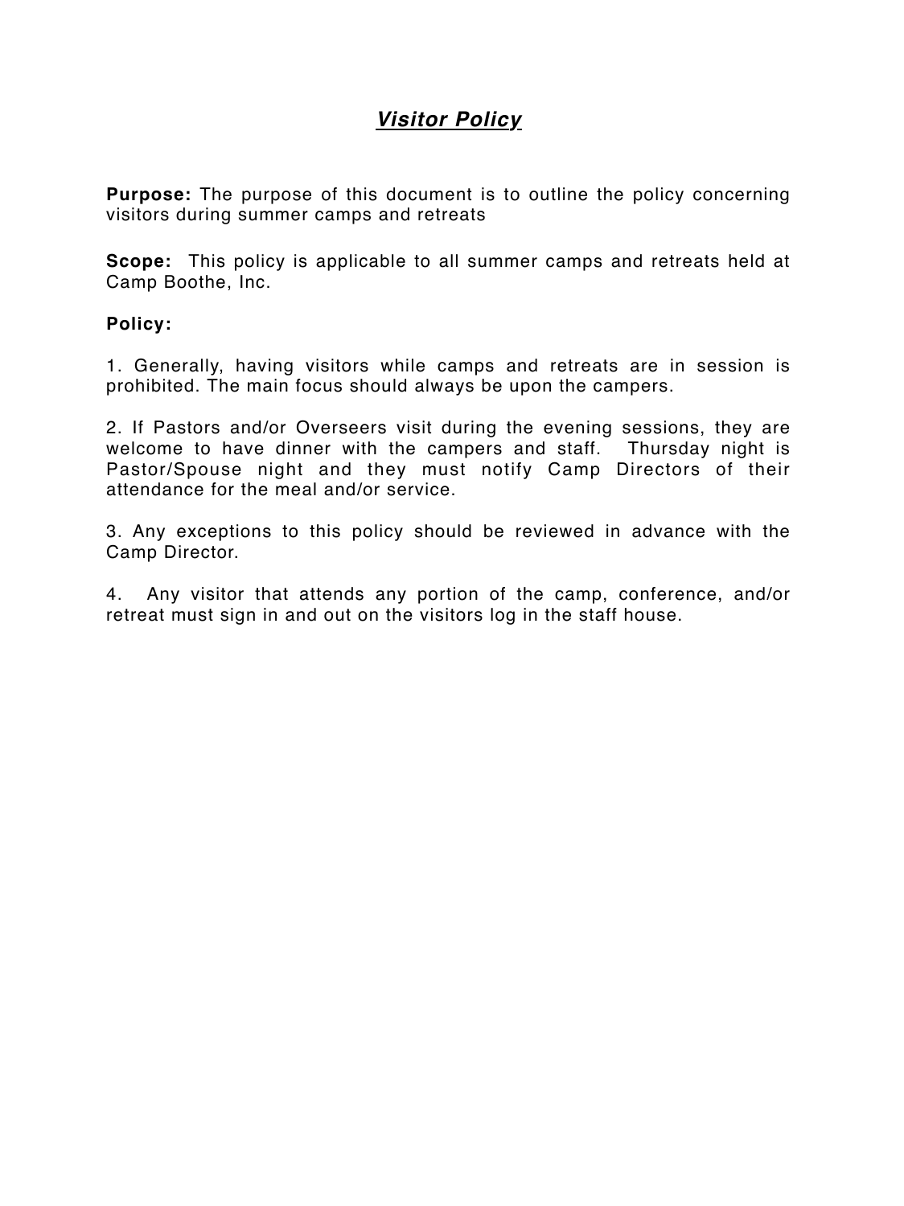# ***Visitor Policy***

**Purpose:** The purpose of this document is to outline the policy concerning visitors during summer camps and retreats

**Scope:** This policy is applicable to all summer camps and retreats held at Camp Boothe, Inc.

**Policy:**

1. Generally, having visitors while camps and retreats are in session is prohibited. The main focus should always be upon the campers.

2. If Pastors and/or Overseers visit during the evening sessions, they are welcome to have dinner with the campers and staff. Thursday night is Pastor/Spouse night and they must notify Camp Directors of their attendance for the meal and/or service.

3. Any exceptions to this policy should be reviewed in advance with the Camp Director.

4. Any visitor that attends any portion of the camp, conference, and/or retreat must sign in and out on the visitors log in the staff house.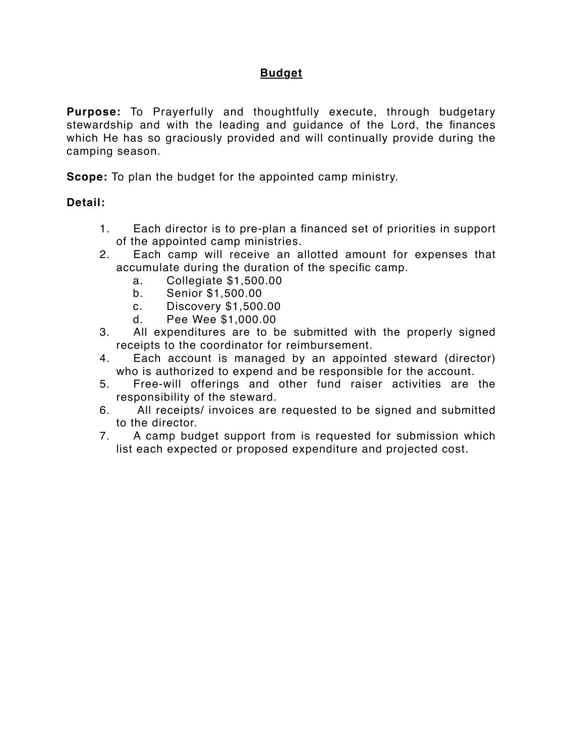## Budget

**Purpose:** To Prayerfully and thoughtfully execute, through budgetary stewardship and with the leading and guidance of the Lord, the finances which He has so graciously provided and will continually provide during the camping season.

**Scope:** To plan the budget for the appointed camp ministry.

**Detail:**

1. Each director is to pre-plan a financed set of priorities in support of the appointed camp ministries.
2. Each camp will receive an allotted amount for expenses that accumulate during the duration of the specific camp.
   a. Collegiate $1,500.00
   b. Senior $1,500.00
   c. Discovery $1,500.00
   d. Pee Wee $1,000.00
3. All expenditures are to be submitted with the properly signed receipts to the coordinator for reimbursement.
4. Each account is managed by an appointed steward (director) who is authorized to expend and be responsible for the account.
5. Free-will offerings and other fund raiser activities are the responsibility of the steward.
6. All receipts/ invoices are requested to be signed and submitted to the director.
7. A camp budget support from is requested for submission which list each expected or proposed expenditure and projected cost.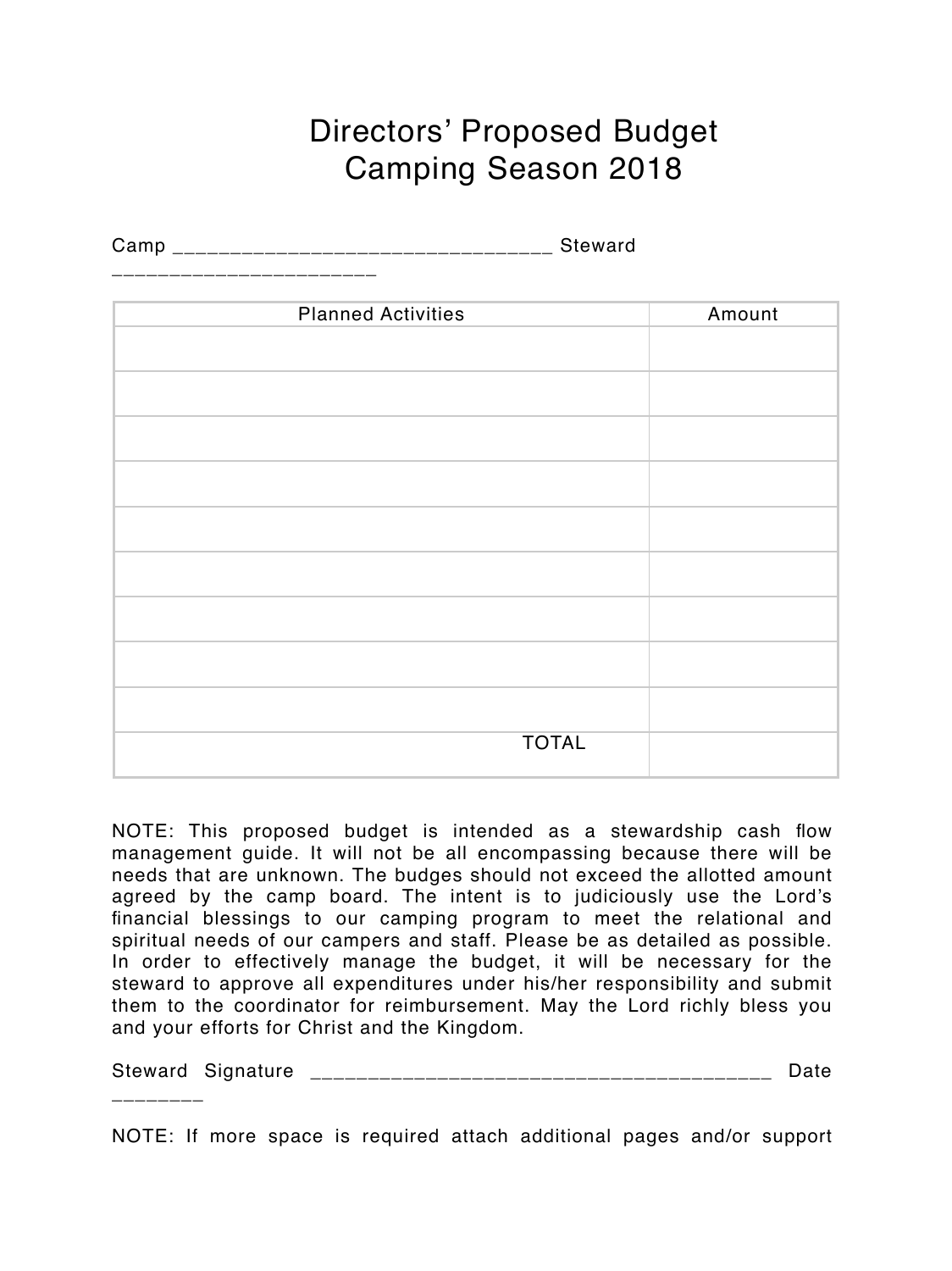# Directors' Proposed Budget
# Camping Season 2018

Camp ________________________________ Steward ______________________

| Planned Activities | Amount |
| --- | --- |
| | |
| | |
| | |
| | |
| | |
| | |
| | |
| | |
| | |
| TOTAL | |

NOTE: This proposed budget is intended as a stewardship cash flow management guide. It will not be all encompassing because there will be needs that are unknown. The budges should not exceed the allotted amount agreed by the camp board. The intent is to judiciously use the Lord's financial blessings to our camping program to meet the relational and spiritual needs of our campers and staff. Please be as detailed as possible. In order to effectively manage the budget, it will be necessary for the steward to approve all expenditures under his/her responsibility and submit them to the coordinator for reimbursement. May the Lord richly bless you and your efforts for Christ and the Kingdom.

Steward Signature ______________________________________ Date ________

NOTE: If more space is required attach additional pages and/or support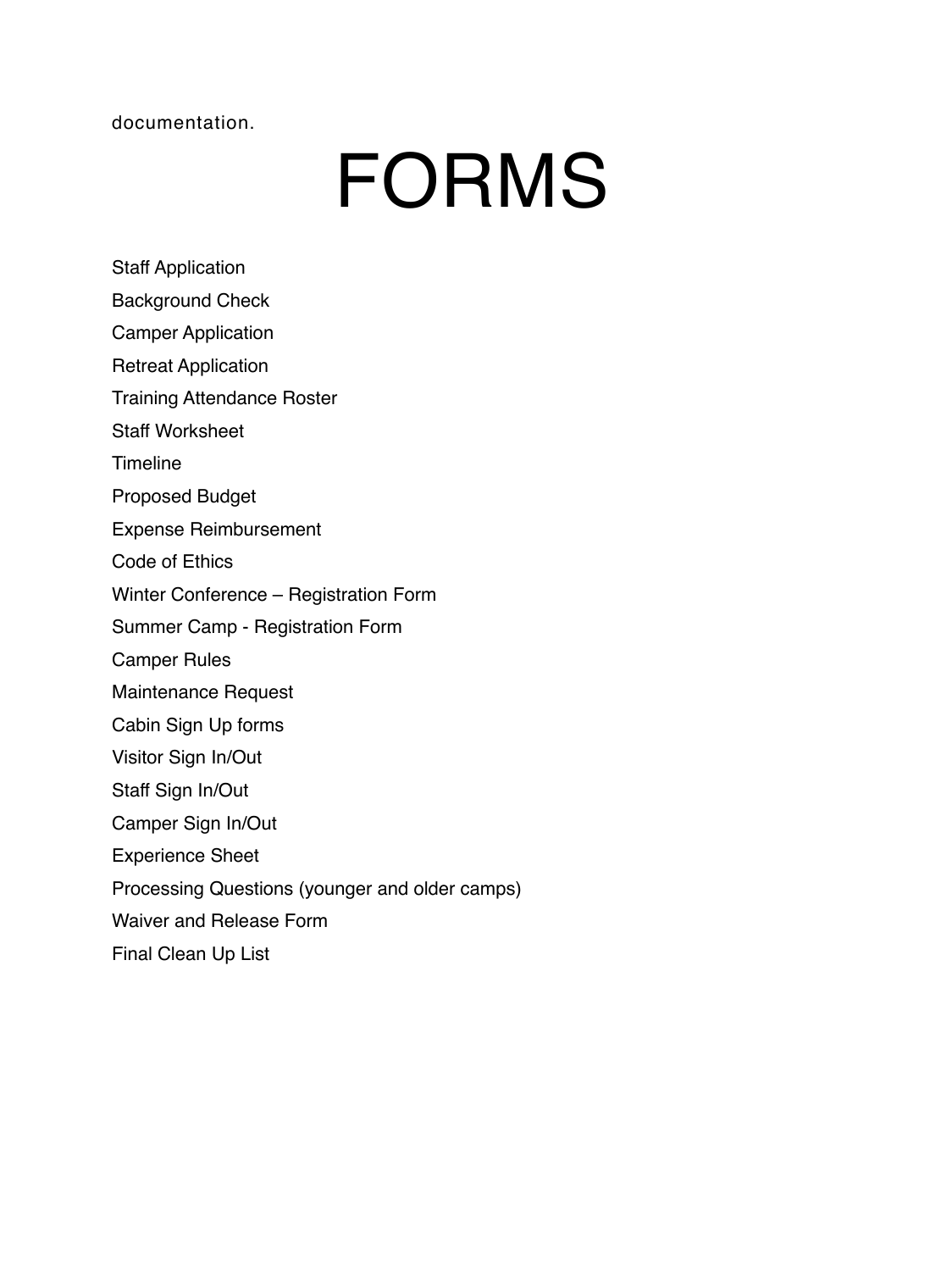documentation.

# FORMS

Staff Application

Background Check

Camper Application

Retreat Application

Training Attendance Roster

Staff Worksheet

Timeline

Proposed Budget

Expense Reimbursement

Code of Ethics

Winter Conference – Registration Form

Summer Camp - Registration Form

Camper Rules

Maintenance Request

Cabin Sign Up forms

Visitor Sign In/Out

Staff Sign In/Out

Camper Sign In/Out

Experience Sheet

Processing Questions (younger and older camps)

Waiver and Release Form

Final Clean Up List